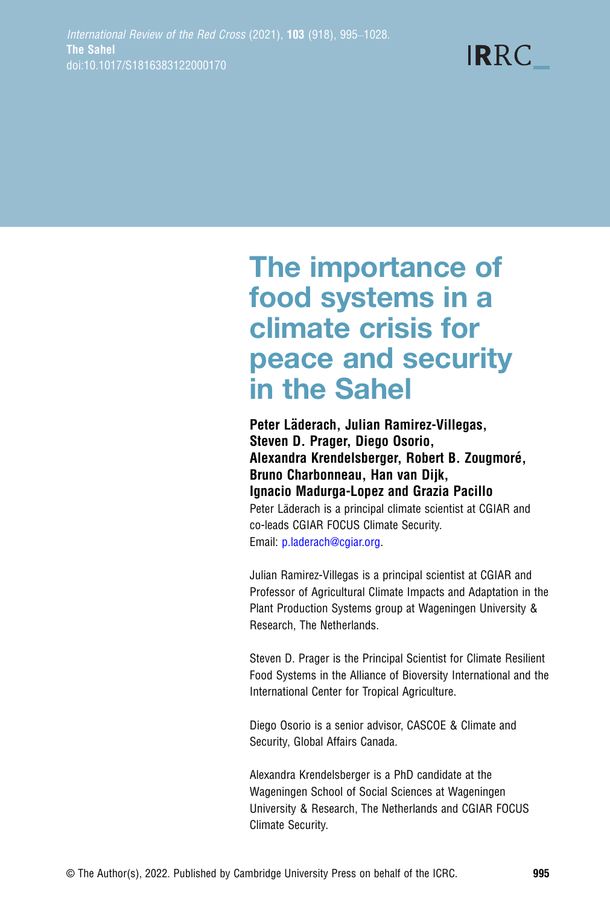# The importance of food systems in a climate crisis for peace and security in the Sahel

**Peter Läderach, Julian Ramirez-Villegas, Steven D. Prager, Diego Osorio, Alexandra Krendelsberger, Robert B. Zougmoré, Bruno Charbonneau, Han van Dijk, Ignacio Madurga-Lopez and Grazia Pacillo**

Peter Läderach is a principal climate scientist at CGIAR and co-leads CGIAR FOCUS Climate Security. Email: p.laderach@cgiar.org.

Julian Ramirez-Villegas is a principal scientist at CGIAR and Professor of Agricultural Climate Impacts and Adaptation in the Plant Production Systems group at Wageningen University & Research, The Netherlands.

Steven D. Prager is the Principal Scientist for Climate Resilient Food Systems in the Alliance of Bioversity International and the International Center for Tropical Agriculture.

Diego Osorio is a senior advisor, CASCOE & Climate and Security, Global Affairs Canada.

Alexandra Krendelsberger is a PhD candidate at the Wageningen School of Social Sciences at Wageningen University & Research, The Netherlands and CGIAR FOCUS Climate Security.

© The Author(s), 2022. Published by Cambridge University Press on behalf of the ICRC.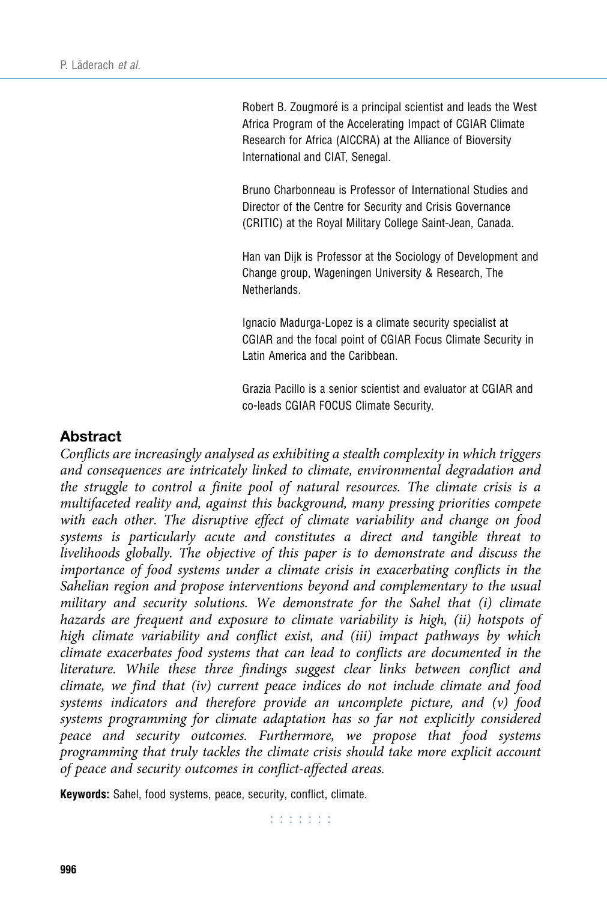Robert B. Zougmoré is a principal scientist and leads the West Africa Program of the Accelerating Impact of CGIAR Climate Research for Africa (AICCRA) at the Alliance of Bioversity International and CIAT, Senegal.

Bruno Charbonneau is Professor of International Studies and Director of the Centre for Security and Crisis Governance (CRITIC) at the Royal Military College Saint-Jean, Canada.

Han van Dijk is Professor at the Sociology of Development and Change group, Wageningen University & Research, The Netherlands.

Ignacio Madurga-Lopez is a climate security specialist at CGIAR and the focal point of CGIAR Focus Climate Security in Latin America and the Caribbean.

Grazia Pacillo is a senior scientist and evaluator at CGIAR and co-leads CGIAR FOCUS Climate Security.

## Abstract

*Conflicts are increasingly analysed as exhibiting a stealth complexity in which triggers and consequences are intricately linked to climate, environmental degradation and the struggle to control a finite pool of natural resources. The climate crisis is a multifaceted reality and, against this background, many pressing priorities compete with each other. The disruptive effect of climate variability and change on food systems is particularly acute and constitutes a direct and tangible threat to livelihoods globally. The objective of this paper is to demonstrate and discuss the importance of food systems under a climate crisis in exacerbating conflicts in the Sahelian region and propose interventions beyond and complementary to the usual military and security solutions. We demonstrate for the Sahel that (i) climate hazards are frequent and exposure to climate variability is high, (ii) hotspots of high climate variability and conflict exist, and (iii) impact pathways by which climate exacerbates food systems that can lead to conflicts are documented in the literature. While these three findings suggest clear links between conflict and climate, we find that (iv) current peace indices do not include climate and food systems indicators and therefore provide an uncomplete picture, and (v) food systems programming for climate adaptation has so far not explicitly considered peace and security outcomes. Furthermore, we propose that food systems programming that truly tackles the climate crisis should take more explicit account of peace and security outcomes in conflict-affected areas.*

**Keywords:** Sahel, food systems, peace, security, conflict, climate.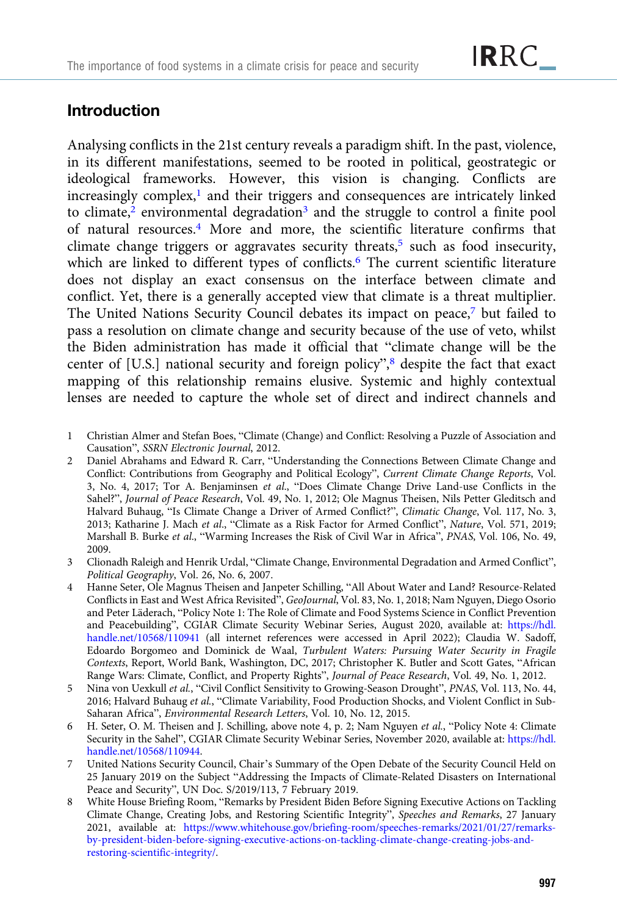## Introduction

Analysing conflicts in the 21st century reveals a paradigm shift. In the past, violence, in its different manifestations, seemed to be rooted in political, geostrategic or ideological frameworks. However, this vision is changing. Conflicts are increasingly complex,[1] and their triggers and consequences are intricately linked to climate,[2] environmental degradation[3] and the struggle to control a finite pool of natural resources.[4] More and more, the scientific literature confirms that climate change triggers or aggravates security threats,[5] such as food insecurity, which are linked to different types of conflicts.[6] The current scientific literature does not display an exact consensus on the interface between climate and conflict. Yet, there is a generally accepted view that climate is a threat multiplier. The United Nations Security Council debates its impact on peace,[7] but failed to pass a resolution on climate change and security because of the use of veto, whilst the Biden administration has made it official that "climate change will be the center of [U.S.] national security and foreign policy",[8] despite the fact that exact mapping of this relationship remains elusive. Systemic and highly contextual lenses are needed to capture the whole set of direct and indirect channels and

1 Christian Almer and Stefan Boes, "Climate (Change) and Conflict: Resolving a Puzzle of Association and Causation", *SSRN Electronic Journal*, 2012.

2 Daniel Abrahams and Edward R. Carr, "Understanding the Connections Between Climate Change and Conflict: Contributions from Geography and Political Ecology", *Current Climate Change Reports*, Vol. 3, No. 4, 2017; Tor A. Benjaminsen *et al.*, "Does Climate Change Drive Land-use Conflicts in the Sahel?", *Journal of Peace Research*, Vol. 49, No. 1, 2012; Ole Magnus Theisen, Nils Petter Gleditsch and Halvard Buhaug, "Is Climate Change a Driver of Armed Conflict?", *Climatic Change*, Vol. 117, No. 3, 2013; Katharine J. Mach *et al.*, "Climate as a Risk Factor for Armed Conflict", *Nature*, Vol. 571, 2019; Marshall B. Burke *et al.*, "Warming Increases the Risk of Civil War in Africa", *PNAS*, Vol. 106, No. 49, 2009.

3 Clionadh Raleigh and Henrik Urdal, "Climate Change, Environmental Degradation and Armed Conflict", *Political Geography*, Vol. 26, No. 6, 2007.

4 Hanne Seter, Ole Magnus Theisen and Janpeter Schilling, "All About Water and Land? Resource-Related Conflicts in East and West Africa Revisited", *GeoJournal*, Vol. 83, No. 1, 2018; Nam Nguyen, Diego Osorio and Peter Läderach, "Policy Note 1: The Role of Climate and Food Systems Science in Conflict Prevention and Peacebuilding", CGIAR Climate Security Webinar Series, August 2020, available at: https://hdl.handle.net/10568/110941 (all internet references were accessed in April 2022); Claudia W. Sadoff, Edoardo Borgomeo and Dominick de Waal, *Turbulent Waters: Pursuing Water Security in Fragile Contexts*, Report, World Bank, Washington, DC, 2017; Christopher K. Butler and Scott Gates, "African Range Wars: Climate, Conflict, and Property Rights", *Journal of Peace Research*, Vol. 49, No. 1, 2012.

5 Nina von Uexkull *et al.*, "Civil Conflict Sensitivity to Growing-Season Drought", *PNAS*, Vol. 113, No. 44, 2016; Halvard Buhaug *et al.*, "Climate Variability, Food Production Shocks, and Violent Conflict in Sub-Saharan Africa", *Environmental Research Letters*, Vol. 10, No. 12, 2015.

6 H. Seter, O. M. Theisen and J. Schilling, above note 4, p. 2; Nam Nguyen *et al.*, "Policy Note 4: Climate Security in the Sahel", CGIAR Climate Security Webinar Series, November 2020, available at: https://hdl.handle.net/10568/110944.

7 United Nations Security Council, Chair's Summary of the Open Debate of the Security Council Held on 25 January 2019 on the Subject "Addressing the Impacts of Climate-Related Disasters on International Peace and Security", UN Doc. S/2019/113, 7 February 2019.

8 White House Briefing Room, "Remarks by President Biden Before Signing Executive Actions on Tackling Climate Change, Creating Jobs, and Restoring Scientific Integrity", *Speeches and Remarks*, 27 January 2021, available at: https://www.whitehouse.gov/briefing-room/speeches-remarks/2021/01/27/remarks-by-president-biden-before-signing-executive-actions-on-tackling-climate-change-creating-jobs-and-restoring-scientific-integrity/.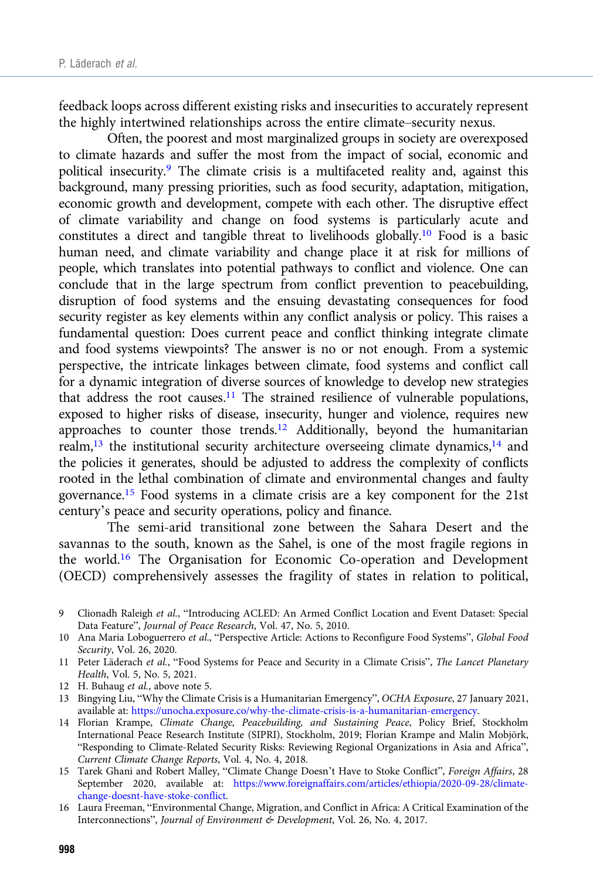feedback loops across different existing risks and insecurities to accurately represent the highly intertwined relationships across the entire climate–security nexus.

Often, the poorest and most marginalized groups in society are overexposed to climate hazards and suffer the most from the impact of social, economic and political insecurity.[9] The climate crisis is a multifaceted reality and, against this background, many pressing priorities, such as food security, adaptation, mitigation, economic growth and development, compete with each other. The disruptive effect of climate variability and change on food systems is particularly acute and constitutes a direct and tangible threat to livelihoods globally.[10] Food is a basic human need, and climate variability and change place it at risk for millions of people, which translates into potential pathways to conflict and violence. One can conclude that in the large spectrum from conflict prevention to peacebuilding, disruption of food systems and the ensuing devastating consequences for food security register as key elements within any conflict analysis or policy. This raises a fundamental question: Does current peace and conflict thinking integrate climate and food systems viewpoints? The answer is no or not enough. From a systemic perspective, the intricate linkages between climate, food systems and conflict call for a dynamic integration of diverse sources of knowledge to develop new strategies that address the root causes.[11] The strained resilience of vulnerable populations, exposed to higher risks of disease, insecurity, hunger and violence, requires new approaches to counter those trends.[12] Additionally, beyond the humanitarian realm,[13] the institutional security architecture overseeing climate dynamics,[14] and the policies it generates, should be adjusted to address the complexity of conflicts rooted in the lethal combination of climate and environmental changes and faulty governance.[15] Food systems in a climate crisis are a key component for the 21st century's peace and security operations, policy and finance.

The semi-arid transitional zone between the Sahara Desert and the savannas to the south, known as the Sahel, is one of the most fragile regions in the world.[16] The Organisation for Economic Co-operation and Development (OECD) comprehensively assesses the fragility of states in relation to political,

---

9 Clionadh Raleigh *et al.*, "Introducing ACLED: An Armed Conflict Location and Event Dataset: Special Data Feature", *Journal of Peace Research*, Vol. 47, No. 5, 2010.

10 Ana Maria Loboguerrero *et al.*, "Perspective Article: Actions to Reconfigure Food Systems", *Global Food Security*, Vol. 26, 2020.

11 Peter Läderach *et al.*, "Food Systems for Peace and Security in a Climate Crisis", *The Lancet Planetary Health*, Vol. 5, No. 5, 2021.

12 H. Buhaug *et al.*, above note 5.

13 Bingying Liu, "Why the Climate Crisis is a Humanitarian Emergency", *OCHA Exposure*, 27 January 2021, available at: https://unocha.exposure.co/why-the-climate-crisis-is-a-humanitarian-emergency.

14 Florian Krampe, *Climate Change, Peacebuilding, and Sustaining Peace*, Policy Brief, Stockholm International Peace Research Institute (SIPRI), Stockholm, 2019; Florian Krampe and Malin Mobjörk, "Responding to Climate-Related Security Risks: Reviewing Regional Organizations in Asia and Africa", *Current Climate Change Reports*, Vol. 4, No. 4, 2018.

15 Tarek Ghani and Robert Malley, "Climate Change Doesn't Have to Stoke Conflict", *Foreign Affairs*, 28 September 2020, available at: https://www.foreignaffairs.com/articles/ethiopia/2020-09-28/climate-change-doesnt-have-stoke-conflict.

16 Laura Freeman, "Environmental Change, Migration, and Conflict in Africa: A Critical Examination of the Interconnections", *Journal of Environment & Development*, Vol. 26, No. 4, 2017.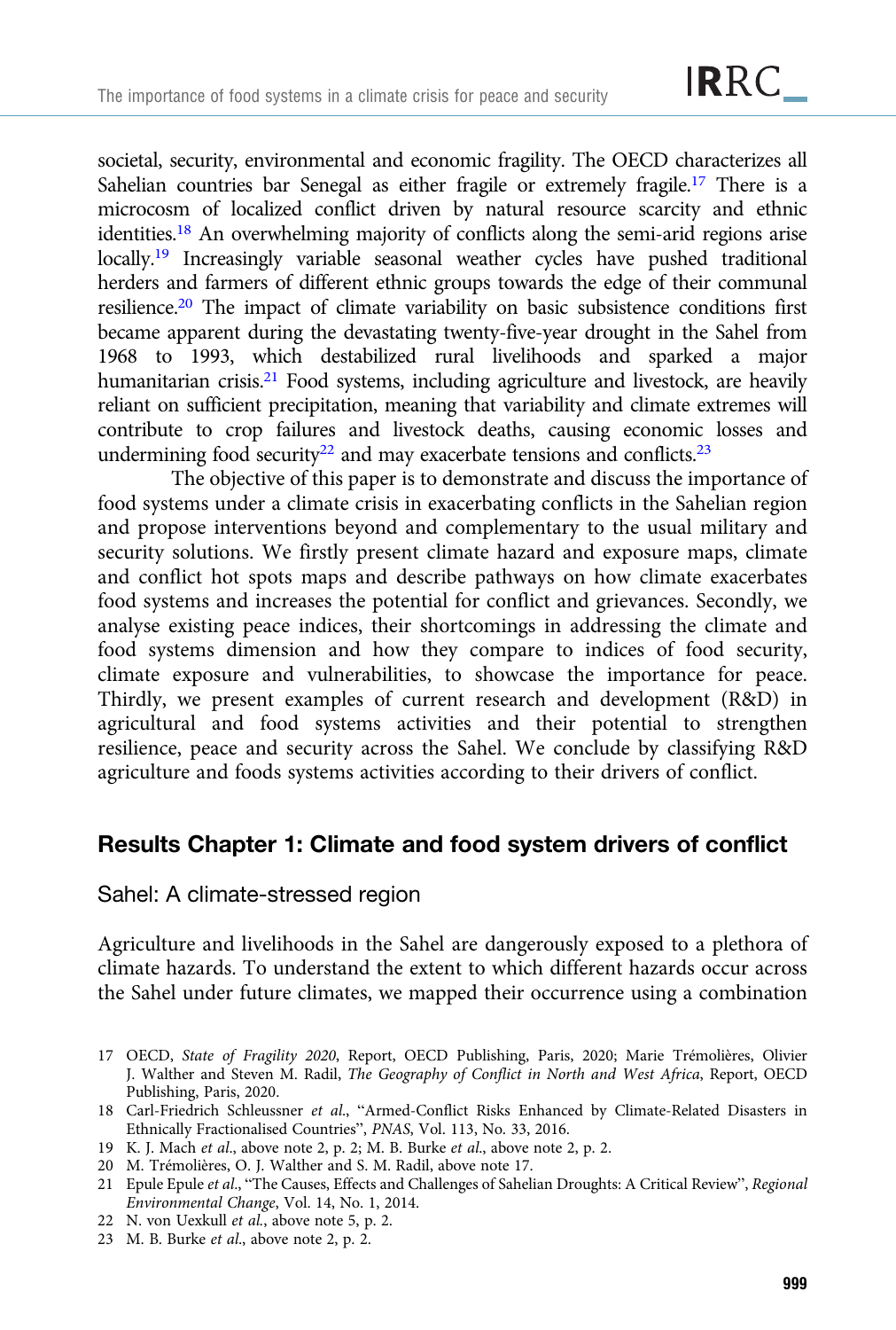societal, security, environmental and economic fragility. The OECD characterizes all Sahelian countries bar Senegal as either fragile or extremely fragile.[17] There is a microcosm of localized conflict driven by natural resource scarcity and ethnic identities.[18] An overwhelming majority of conflicts along the semi-arid regions arise locally.[19] Increasingly variable seasonal weather cycles have pushed traditional herders and farmers of different ethnic groups towards the edge of their communal resilience.[20] The impact of climate variability on basic subsistence conditions first became apparent during the devastating twenty-five-year drought in the Sahel from 1968 to 1993, which destabilized rural livelihoods and sparked a major humanitarian crisis.[21] Food systems, including agriculture and livestock, are heavily reliant on sufficient precipitation, meaning that variability and climate extremes will contribute to crop failures and livestock deaths, causing economic losses and undermining food security[22] and may exacerbate tensions and conflicts.[23]

The objective of this paper is to demonstrate and discuss the importance of food systems under a climate crisis in exacerbating conflicts in the Sahelian region and propose interventions beyond and complementary to the usual military and security solutions. We firstly present climate hazard and exposure maps, climate and conflict hot spots maps and describe pathways on how climate exacerbates food systems and increases the potential for conflict and grievances. Secondly, we analyse existing peace indices, their shortcomings in addressing the climate and food systems dimension and how they compare to indices of food security, climate exposure and vulnerabilities, to showcase the importance for peace. Thirdly, we present examples of current research and development (R&D) in agricultural and food systems activities and their potential to strengthen resilience, peace and security across the Sahel. We conclude by classifying R&D agriculture and foods systems activities according to their drivers of conflict.

## Results Chapter 1: Climate and food system drivers of conflict

### Sahel: A climate-stressed region

Agriculture and livelihoods in the Sahel are dangerously exposed to a plethora of climate hazards. To understand the extent to which different hazards occur across the Sahel under future climates, we mapped their occurrence using a combination

17 OECD, *State of Fragility 2020*, Report, OECD Publishing, Paris, 2020; Marie Trémolières, Olivier J. Walther and Steven M. Radil, *The Geography of Conflict in North and West Africa*, Report, OECD Publishing, Paris, 2020.

18 Carl-Friedrich Schleussner *et al.*, "Armed-Conflict Risks Enhanced by Climate-Related Disasters in Ethnically Fractionalised Countries", *PNAS*, Vol. 113, No. 33, 2016.

19 K. J. Mach *et al.*, above note 2, p. 2; M. B. Burke *et al.*, above note 2, p. 2.

20 M. Trémolières, O. J. Walther and S. M. Radil, above note 17.

21 Epule Epule *et al.*, "The Causes, Effects and Challenges of Sahelian Droughts: A Critical Review", *Regional Environmental Change*, Vol. 14, No. 1, 2014.

22 N. von Uexkull *et al.*, above note 5, p. 2.

23 M. B. Burke *et al.*, above note 2, p. 2.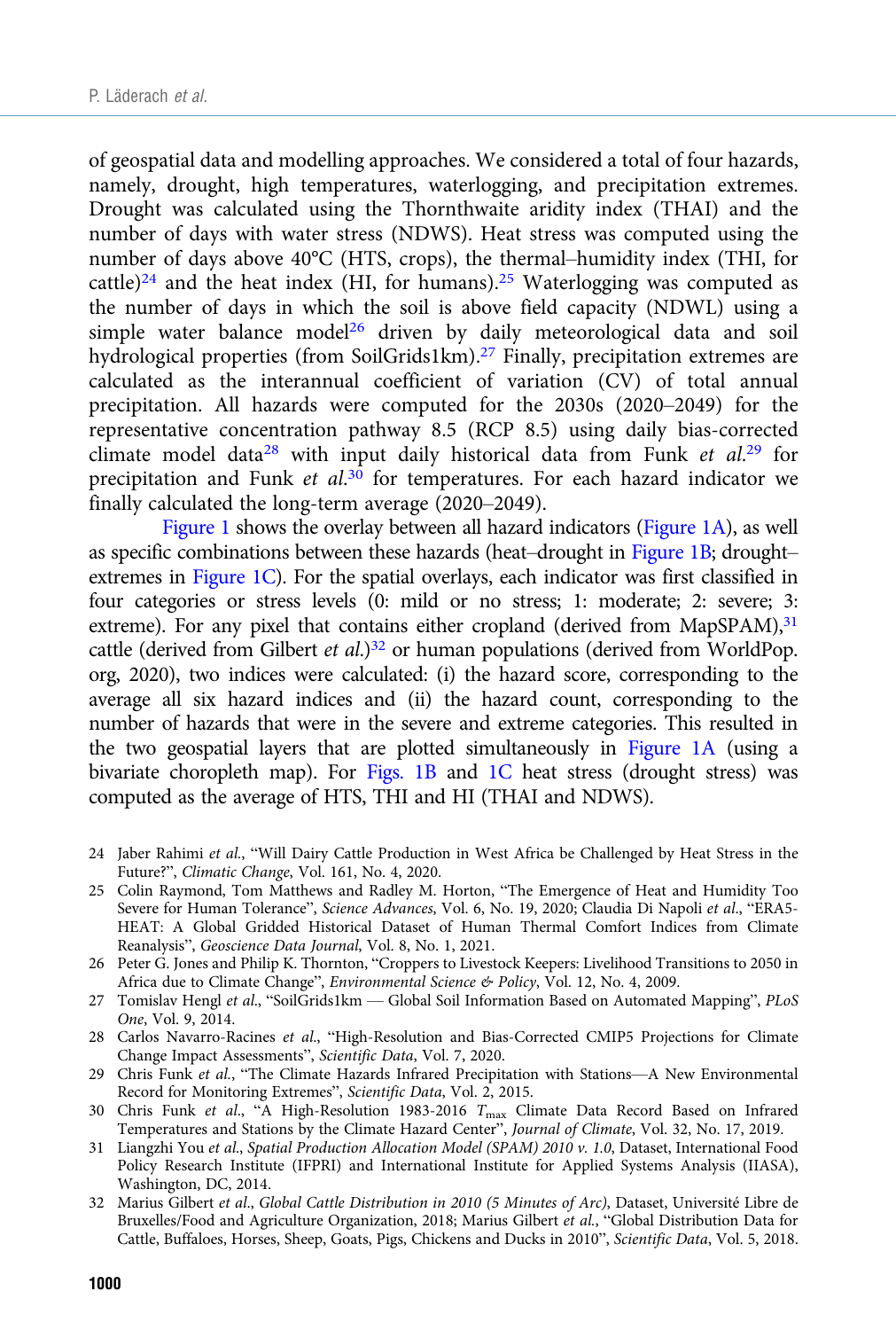of geospatial data and modelling approaches. We considered a total of four hazards, namely, drought, high temperatures, waterlogging, and precipitation extremes. Drought was calculated using the Thornthwaite aridity index (THAI) and the number of days with water stress (NDWS). Heat stress was computed using the number of days above 40°C (HTS, crops), the thermal–humidity index (THI, for cattle)[24] and the heat index (HI, for humans).[25] Waterlogging was computed as the number of days in which the soil is above field capacity (NDWL) using a simple water balance model[26] driven by daily meteorological data and soil hydrological properties (from SoilGrids1km).[27] Finally, precipitation extremes are calculated as the interannual coefficient of variation (CV) of total annual precipitation. All hazards were computed for the 2030s (2020–2049) for the representative concentration pathway 8.5 (RCP 8.5) using daily bias-corrected climate model data[28] with input daily historical data from Funk *et al.*[29] for precipitation and Funk *et al.*[30] for temperatures. For each hazard indicator we finally calculated the long-term average (2020–2049).

Figure 1 shows the overlay between all hazard indicators (Figure 1A), as well as specific combinations between these hazards (heat–drought in Figure 1B; drought–extremes in Figure 1C). For the spatial overlays, each indicator was first classified in four categories or stress levels (0: mild or no stress; 1: moderate; 2: severe; 3: extreme). For any pixel that contains either cropland (derived from MapSPAM),[31] cattle (derived from Gilbert *et al.*)[32] or human populations (derived from WorldPop.org, 2020), two indices were calculated: (i) the hazard score, corresponding to the average all six hazard indices and (ii) the hazard count, corresponding to the number of hazards that were in the severe and extreme categories. This resulted in the two geospatial layers that are plotted simultaneously in Figure 1A (using a bivariate choropleth map). For Figs. 1B and 1C heat stress (drought stress) was computed as the average of HTS, THI and HI (THAI and NDWS).

24 Jaber Rahimi *et al.*, "Will Dairy Cattle Production in West Africa be Challenged by Heat Stress in the Future?", *Climatic Change*, Vol. 161, No. 4, 2020.

25 Colin Raymond, Tom Matthews and Radley M. Horton, "The Emergence of Heat and Humidity Too Severe for Human Tolerance", *Science Advances*, Vol. 6, No. 19, 2020; Claudia Di Napoli *et al.*, "ERA5-HEAT: A Global Gridded Historical Dataset of Human Thermal Comfort Indices from Climate Reanalysis", *Geoscience Data Journal*, Vol. 8, No. 1, 2021.

26 Peter G. Jones and Philip K. Thornton, "Croppers to Livestock Keepers: Livelihood Transitions to 2050 in Africa due to Climate Change", *Environmental Science & Policy*, Vol. 12, No. 4, 2009.

27 Tomislav Hengl *et al.*, "SoilGrids1km — Global Soil Information Based on Automated Mapping", *PLoS One*, Vol. 9, 2014.

28 Carlos Navarro-Racines *et al.*, "High-Resolution and Bias-Corrected CMIP5 Projections for Climate Change Impact Assessments", *Scientific Data*, Vol. 7, 2020.

29 Chris Funk *et al.*, "The Climate Hazards Infrared Precipitation with Stations—A New Environmental Record for Monitoring Extremes", *Scientific Data*, Vol. 2, 2015.

30 Chris Funk *et al.*, "A High-Resolution 1983-2016 $T_{max}$ Climate Data Record Based on Infrared Temperatures and Stations by the Climate Hazard Center", *Journal of Climate*, Vol. 32, No. 17, 2019.

31 Liangzhi You *et al.*, *Spatial Production Allocation Model (SPAM) 2010 v. 1.0*, Dataset, International Food Policy Research Institute (IFPRI) and International Institute for Applied Systems Analysis (IIASA), Washington, DC, 2014.

32 Marius Gilbert *et al.*, *Global Cattle Distribution in 2010 (5 Minutes of Arc)*, Dataset, Université Libre de Bruxelles/Food and Agriculture Organization, 2018; Marius Gilbert *et al.*, "Global Distribution Data for Cattle, Buffaloes, Horses, Sheep, Goats, Pigs, Chickens and Ducks in 2010", *Scientific Data*, Vol. 5, 2018.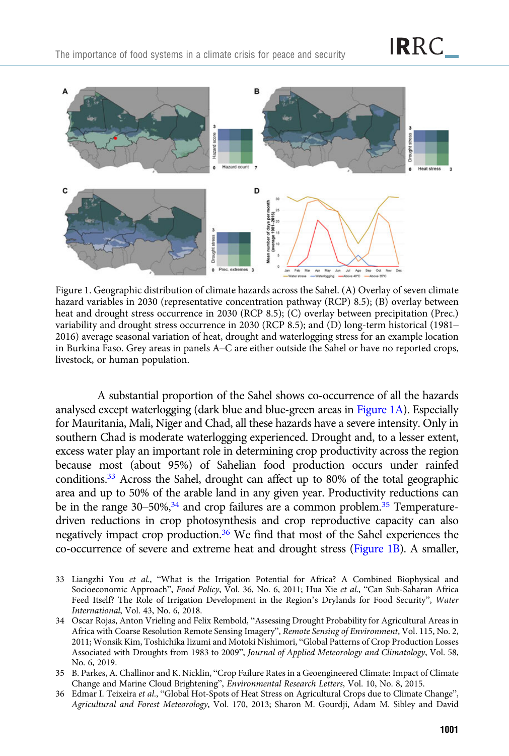Figure 1. Geographic distribution of climate hazards across the Sahel. (A) Overlay of seven climate hazard variables in 2030 (representative concentration pathway (RCP) 8.5); (B) overlay between heat and drought stress occurrence in 2030 (RCP 8.5); (C) overlay between precipitation (Prec.) variability and drought stress occurrence in 2030 (RCP 8.5); and (D) long-term historical (1981–2016) average seasonal variation of heat, drought and waterlogging stress for an example location in Burkina Faso. Grey areas in panels A–C are either outside the Sahel or have no reported crops, livestock, or human population.

A substantial proportion of the Sahel shows co-occurrence of all the hazards analysed except waterlogging (dark blue and blue-green areas in Figure 1A). Especially for Mauritania, Mali, Niger and Chad, all these hazards have a severe intensity. Only in southern Chad is moderate waterlogging experienced. Drought and, to a lesser extent, excess water play an important role in determining crop productivity across the region because most (about 95%) of Sahelian food production occurs under rainfed conditions.[33] Across the Sahel, drought can affect up to 80% of the total geographic area and up to 50% of the arable land in any given year. Productivity reductions can be in the range 30–50%,[34] and crop failures are a common problem.[35] Temperature-driven reductions in crop photosynthesis and crop reproductive capacity can also negatively impact crop production.[36] We find that most of the Sahel experiences the co-occurrence of severe and extreme heat and drought stress (Figure 1B). A smaller,

33 Liangzhi You *et al.*, "What is the Irrigation Potential for Africa? A Combined Biophysical and Socioeconomic Approach", *Food Policy*, Vol. 36, No. 6, 2011; Hua Xie *et al.*, "Can Sub-Saharan Africa Feed Itself? The Role of Irrigation Development in the Region's Drylands for Food Security", *Water International*, Vol. 43, No. 6, 2018.

34 Oscar Rojas, Anton Vrieling and Felix Rembold, "Assessing Drought Probability for Agricultural Areas in Africa with Coarse Resolution Remote Sensing Imagery", *Remote Sensing of Environment*, Vol. 115, No. 2, 2011; Wonsik Kim, Toshichika Iizumi and Motoki Nishimori, "Global Patterns of Crop Production Losses Associated with Droughts from 1983 to 2009", *Journal of Applied Meteorology and Climatology*, Vol. 58, No. 6, 2019.

35 B. Parkes, A. Challinor and K. Nicklin, "Crop Failure Rates in a Geoengineered Climate: Impact of Climate Change and Marine Cloud Brightening", *Environmental Research Letters*, Vol. 10, No. 8, 2015.

36 Edmar I. Teixeira *et al.*, "Global Hot-Spots of Heat Stress on Agricultural Crops due to Climate Change", *Agricultural and Forest Meteorology*, Vol. 170, 2013; Sharon M. Gourdji, Adam M. Sibley and David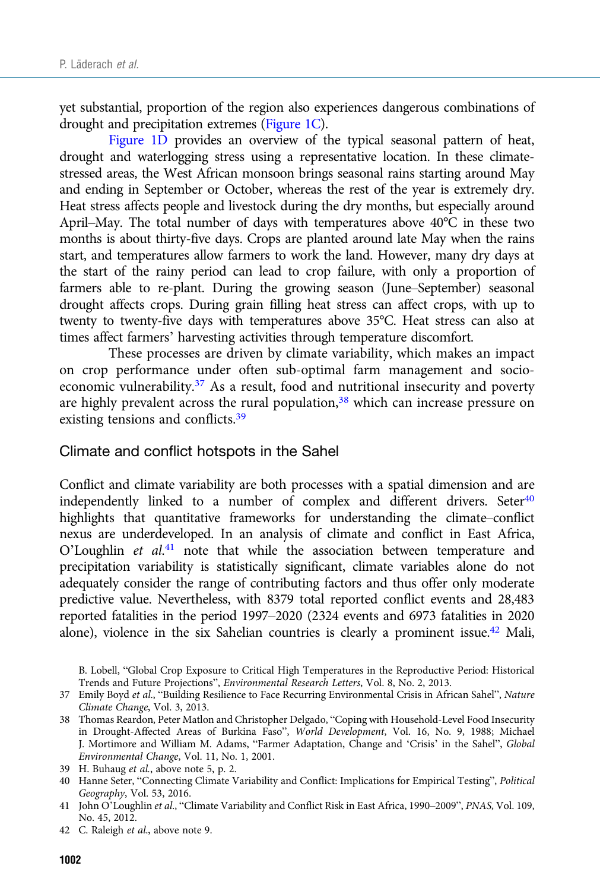yet substantial, proportion of the region also experiences dangerous combinations of drought and precipitation extremes (Figure 1C).

Figure 1D provides an overview of the typical seasonal pattern of heat, drought and waterlogging stress using a representative location. In these climate-stressed areas, the West African monsoon brings seasonal rains starting around May and ending in September or October, whereas the rest of the year is extremely dry. Heat stress affects people and livestock during the dry months, but especially around April–May. The total number of days with temperatures above 40°C in these two months is about thirty-five days. Crops are planted around late May when the rains start, and temperatures allow farmers to work the land. However, many dry days at the start of the rainy period can lead to crop failure, with only a proportion of farmers able to re-plant. During the growing season (June–September) seasonal drought affects crops. During grain filling heat stress can affect crops, with up to twenty to twenty-five days with temperatures above 35°C. Heat stress can also at times affect farmers' harvesting activities through temperature discomfort.

These processes are driven by climate variability, which makes an impact on crop performance under often sub-optimal farm management and socio-economic vulnerability.[37] As a result, food and nutritional insecurity and poverty are highly prevalent across the rural population,[38] which can increase pressure on existing tensions and conflicts.[39]

## Climate and conflict hotspots in the Sahel

Conflict and climate variability are both processes with a spatial dimension and are independently linked to a number of complex and different drivers. Seter[40] highlights that quantitative frameworks for understanding the climate–conflict nexus are underdeveloped. In an analysis of climate and conflict in East Africa, O'Loughlin *et al.*[41] note that while the association between temperature and precipitation variability is statistically significant, climate variables alone do not adequately consider the range of contributing factors and thus offer only moderate predictive value. Nevertheless, with 8379 total reported conflict events and 28,483 reported fatalities in the period 1997–2020 (2324 events and 6973 fatalities in 2020 alone), violence in the six Sahelian countries is clearly a prominent issue.[42] Mali,

B. Lobell, "Global Crop Exposure to Critical High Temperatures in the Reproductive Period: Historical Trends and Future Projections", *Environmental Research Letters*, Vol. 8, No. 2, 2013.

37 Emily Boyd *et al.*, "Building Resilience to Face Recurring Environmental Crisis in African Sahel", *Nature Climate Change*, Vol. 3, 2013.

38 Thomas Reardon, Peter Matlon and Christopher Delgado, "Coping with Household-Level Food Insecurity in Drought-Affected Areas of Burkina Faso", *World Development*, Vol. 16, No. 9, 1988; Michael J. Mortimore and William M. Adams, "Farmer Adaptation, Change and 'Crisis' in the Sahel", *Global Environmental Change*, Vol. 11, No. 1, 2001.

39 H. Buhaug *et al.*, above note 5, p. 2.

40 Hanne Seter, "Connecting Climate Variability and Conflict: Implications for Empirical Testing", *Political Geography*, Vol. 53, 2016.

41 John O'Loughlin *et al.*, "Climate Variability and Conflict Risk in East Africa, 1990–2009", *PNAS*, Vol. 109, No. 45, 2012.

42 C. Raleigh *et al.*, above note 9.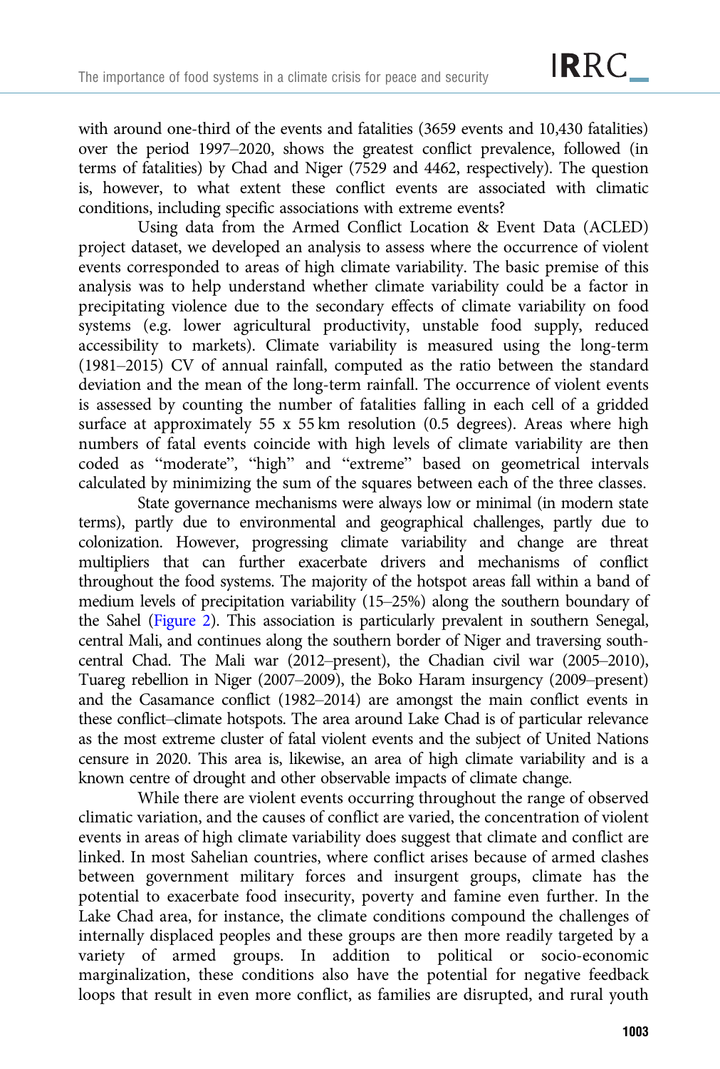with around one-third of the events and fatalities (3659 events and 10,430 fatalities) over the period 1997–2020, shows the greatest conflict prevalence, followed (in terms of fatalities) by Chad and Niger (7529 and 4462, respectively). The question is, however, to what extent these conflict events are associated with climatic conditions, including specific associations with extreme events?

Using data from the Armed Conflict Location & Event Data (ACLED) project dataset, we developed an analysis to assess where the occurrence of violent events corresponded to areas of high climate variability. The basic premise of this analysis was to help understand whether climate variability could be a factor in precipitating violence due to the secondary effects of climate variability on food systems (e.g. lower agricultural productivity, unstable food supply, reduced accessibility to markets). Climate variability is measured using the long-term (1981–2015) CV of annual rainfall, computed as the ratio between the standard deviation and the mean of the long-term rainfall. The occurrence of violent events is assessed by counting the number of fatalities falling in each cell of a gridded surface at approximately 55 x 55 km resolution (0.5 degrees). Areas where high numbers of fatal events coincide with high levels of climate variability are then coded as "moderate", "high" and "extreme" based on geometrical intervals calculated by minimizing the sum of the squares between each of the three classes.

State governance mechanisms were always low or minimal (in modern state terms), partly due to environmental and geographical challenges, partly due to colonization. However, progressing climate variability and change are threat multipliers that can further exacerbate drivers and mechanisms of conflict throughout the food systems. The majority of the hotspot areas fall within a band of medium levels of precipitation variability (15–25%) along the southern boundary of the Sahel (Figure 2). This association is particularly prevalent in southern Senegal, central Mali, and continues along the southern border of Niger and traversing south-central Chad. The Mali war (2012–present), the Chadian civil war (2005–2010), Tuareg rebellion in Niger (2007–2009), the Boko Haram insurgency (2009–present) and the Casamance conflict (1982–2014) are amongst the main conflict events in these conflict–climate hotspots. The area around Lake Chad is of particular relevance as the most extreme cluster of fatal violent events and the subject of United Nations censure in 2020. This area is, likewise, an area of high climate variability and is a known centre of drought and other observable impacts of climate change.

While there are violent events occurring throughout the range of observed climatic variation, and the causes of conflict are varied, the concentration of violent events in areas of high climate variability does suggest that climate and conflict are linked. In most Sahelian countries, where conflict arises because of armed clashes between government military forces and insurgent groups, climate has the potential to exacerbate food insecurity, poverty and famine even further. In the Lake Chad area, for instance, the climate conditions compound the challenges of internally displaced peoples and these groups are then more readily targeted by a variety of armed groups. In addition to political or socio-economic marginalization, these conditions also have the potential for negative feedback loops that result in even more conflict, as families are disrupted, and rural youth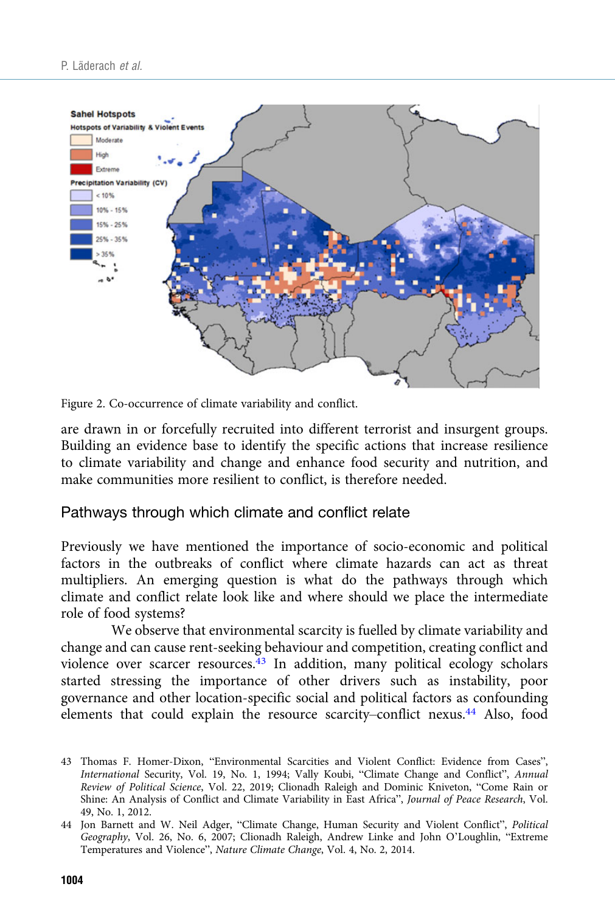Figure 2. Co-occurrence of climate variability and conflict.

are drawn in or forcefully recruited into different terrorist and insurgent groups. Building an evidence base to identify the specific actions that increase resilience to climate variability and change and enhance food security and nutrition, and make communities more resilient to conflict, is therefore needed.

## Pathways through which climate and conflict relate

Previously we have mentioned the importance of socio-economic and political factors in the outbreaks of conflict where climate hazards can act as threat multipliers. An emerging question is what do the pathways through which climate and conflict relate look like and where should we place the intermediate role of food systems?

We observe that environmental scarcity is fuelled by climate variability and change and can cause rent-seeking behaviour and competition, creating conflict and violence over scarcer resources.[43] In addition, many political ecology scholars started stressing the importance of other drivers such as instability, poor governance and other location-specific social and political factors as confounding elements that could explain the resource scarcity–conflict nexus.[44] Also, food

43 Thomas F. Homer-Dixon, "Environmental Scarcities and Violent Conflict: Evidence from Cases", *International* Security, Vol. 19, No. 1, 1994; Vally Koubi, "Climate Change and Conflict", *Annual Review of Political Science*, Vol. 22, 2019; Clionadh Raleigh and Dominic Kniveton, "Come Rain or Shine: An Analysis of Conflict and Climate Variability in East Africa", *Journal of Peace Research*, Vol. 49, No. 1, 2012.

44 Jon Barnett and W. Neil Adger, "Climate Change, Human Security and Violent Conflict", *Political Geography*, Vol. 26, No. 6, 2007; Clionadh Raleigh, Andrew Linke and John O'Loughlin, "Extreme Temperatures and Violence", *Nature Climate Change*, Vol. 4, No. 2, 2014.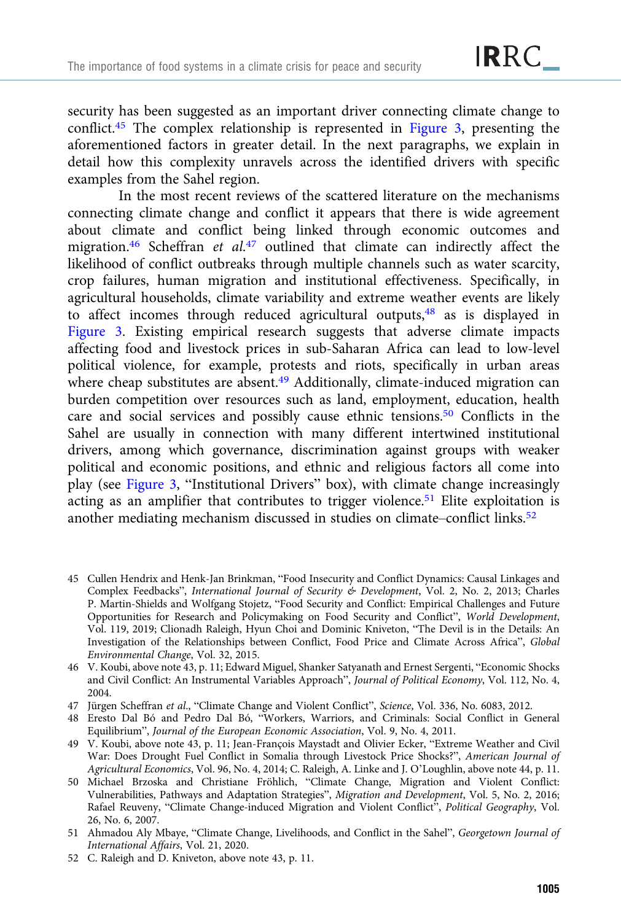security has been suggested as an important driver connecting climate change to conflict.[45] The complex relationship is represented in Figure 3, presenting the aforementioned factors in greater detail. In the next paragraphs, we explain in detail how this complexity unravels across the identified drivers with specific examples from the Sahel region.

In the most recent reviews of the scattered literature on the mechanisms connecting climate change and conflict it appears that there is wide agreement about climate and conflict being linked through economic outcomes and migration.[46] Scheffran *et al.*[47] outlined that climate can indirectly affect the likelihood of conflict outbreaks through multiple channels such as water scarcity, crop failures, human migration and institutional effectiveness. Specifically, in agricultural households, climate variability and extreme weather events are likely to affect incomes through reduced agricultural outputs,[48] as is displayed in Figure 3. Existing empirical research suggests that adverse climate impacts affecting food and livestock prices in sub-Saharan Africa can lead to low-level political violence, for example, protests and riots, specifically in urban areas where cheap substitutes are absent.[49] Additionally, climate-induced migration can burden competition over resources such as land, employment, education, health care and social services and possibly cause ethnic tensions.[50] Conflicts in the Sahel are usually in connection with many different intertwined institutional drivers, among which governance, discrimination against groups with weaker political and economic positions, and ethnic and religious factors all come into play (see Figure 3, "Institutional Drivers" box), with climate change increasingly acting as an amplifier that contributes to trigger violence.[51] Elite exploitation is another mediating mechanism discussed in studies on climate–conflict links.[52]

45 Cullen Hendrix and Henk-Jan Brinkman, "Food Insecurity and Conflict Dynamics: Causal Linkages and Complex Feedbacks", *International Journal of Security & Development*, Vol. 2, No. 2, 2013; Charles P. Martin-Shields and Wolfgang Stojetz, "Food Security and Conflict: Empirical Challenges and Future Opportunities for Research and Policymaking on Food Security and Conflict", *World Development*, Vol. 119, 2019; Clionadh Raleigh, Hyun Choi and Dominic Kniveton, "The Devil is in the Details: An Investigation of the Relationships between Conflict, Food Price and Climate Across Africa", *Global Environmental Change*, Vol. 32, 2015.

46 V. Koubi, above note 43, p. 11; Edward Miguel, Shanker Satyanath and Ernest Sergenti, "Economic Shocks and Civil Conflict: An Instrumental Variables Approach", *Journal of Political Economy*, Vol. 112, No. 4, 2004.

47 Jürgen Scheffran *et al.*, "Climate Change and Violent Conflict", *Science*, Vol. 336, No. 6083, 2012.

48 Eresto Dal Bó and Pedro Dal Bó, "Workers, Warriors, and Criminals: Social Conflict in General Equilibrium", *Journal of the European Economic Association*, Vol. 9, No. 4, 2011.

49 V. Koubi, above note 43, p. 11; Jean-François Maystadt and Olivier Ecker, "Extreme Weather and Civil War: Does Drought Fuel Conflict in Somalia through Livestock Price Shocks?", *American Journal of Agricultural Economics*, Vol. 96, No. 4, 2014; C. Raleigh, A. Linke and J. O'Loughlin, above note 44, p. 11.

50 Michael Brzoska and Christiane Fröhlich, "Climate Change, Migration and Violent Conflict: Vulnerabilities, Pathways and Adaptation Strategies", *Migration and Development*, Vol. 5, No. 2, 2016; Rafael Reuveny, "Climate Change-induced Migration and Violent Conflict", *Political Geography*, Vol. 26, No. 6, 2007.

51 Ahmadou Aly Mbaye, "Climate Change, Livelihoods, and Conflict in the Sahel", *Georgetown Journal of International Affairs*, Vol. 21, 2020.

52 C. Raleigh and D. Kniveton, above note 43, p. 11.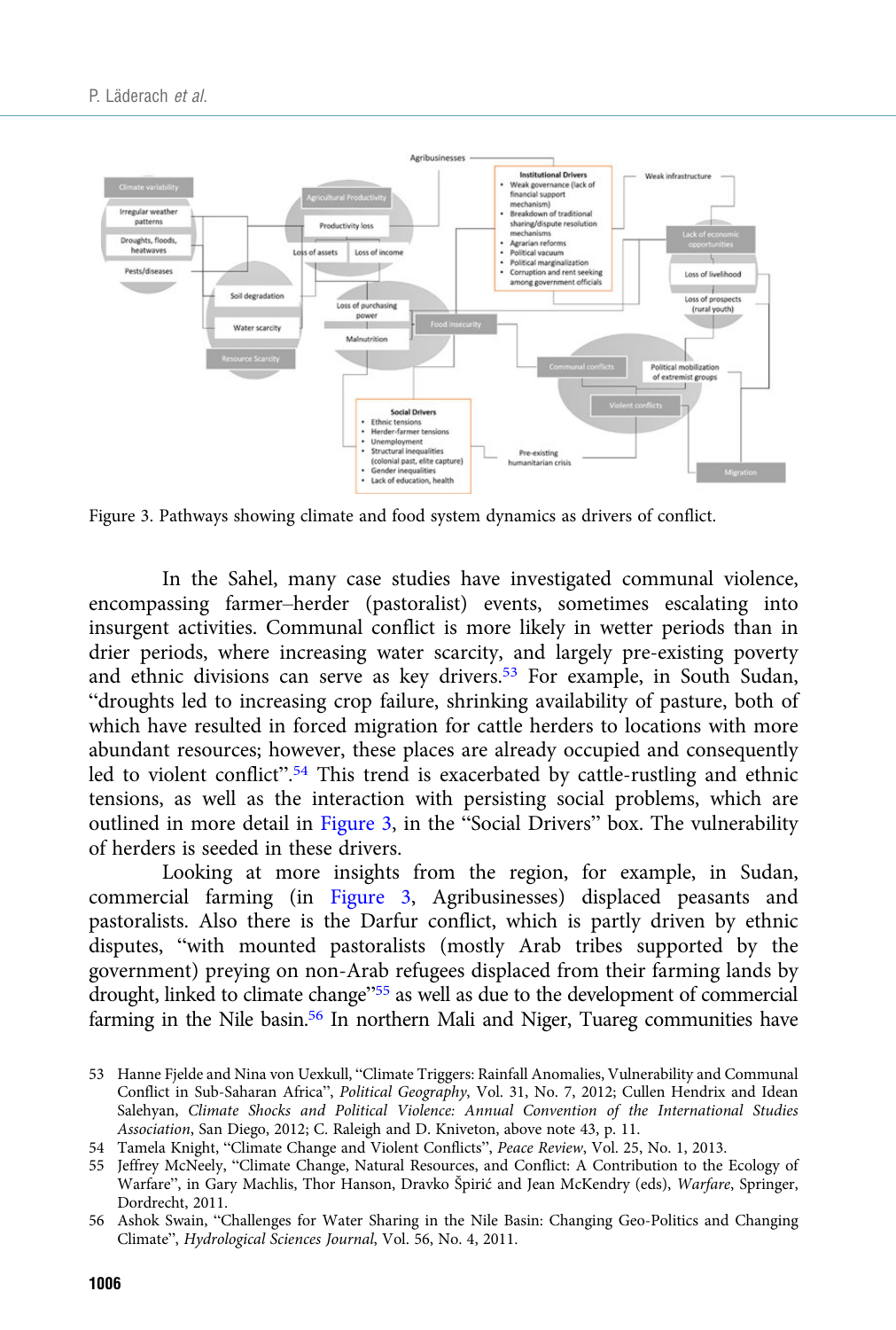Figure 3. Pathways showing climate and food system dynamics as drivers of conflict.

In the Sahel, many case studies have investigated communal violence, encompassing farmer–herder (pastoralist) events, sometimes escalating into insurgent activities. Communal conflict is more likely in wetter periods than in drier periods, where increasing water scarcity, and largely pre-existing poverty and ethnic divisions can serve as key drivers.[53] For example, in South Sudan, "droughts led to increasing crop failure, shrinking availability of pasture, both of which have resulted in forced migration for cattle herders to locations with more abundant resources; however, these places are already occupied and consequently led to violent conflict".[54] This trend is exacerbated by cattle-rustling and ethnic tensions, as well as the interaction with persisting social problems, which are outlined in more detail in Figure 3, in the "Social Drivers" box. The vulnerability of herders is seeded in these drivers.

Looking at more insights from the region, for example, in Sudan, commercial farming (in Figure 3, Agribusinesses) displaced peasants and pastoralists. Also there is the Darfur conflict, which is partly driven by ethnic disputes, "with mounted pastoralists (mostly Arab tribes supported by the government) preying on non-Arab refugees displaced from their farming lands by drought, linked to climate change"[55] as well as due to the development of commercial farming in the Nile basin.[56] In northern Mali and Niger, Tuareg communities have

53 Hanne Fjelde and Nina von Uexkull, "Climate Triggers: Rainfall Anomalies, Vulnerability and Communal Conflict in Sub-Saharan Africa", *Political Geography*, Vol. 31, No. 7, 2012; Cullen Hendrix and Idean Salehyan, *Climate Shocks and Political Violence: Annual Convention of the International Studies Association*, San Diego, 2012; C. Raleigh and D. Kniveton, above note 43, p. 11.

54 Tamela Knight, "Climate Change and Violent Conflicts", *Peace Review*, Vol. 25, No. 1, 2013.

55 Jeffrey McNeely, "Climate Change, Natural Resources, and Conflict: A Contribution to the Ecology of Warfare", in Gary Machlis, Thor Hanson, Dravko Špirić and Jean McKendry (eds), *Warfare*, Springer, Dordrecht, 2011.

56 Ashok Swain, "Challenges for Water Sharing in the Nile Basin: Changing Geo-Politics and Changing Climate", *Hydrological Sciences Journal*, Vol. 56, No. 4, 2011.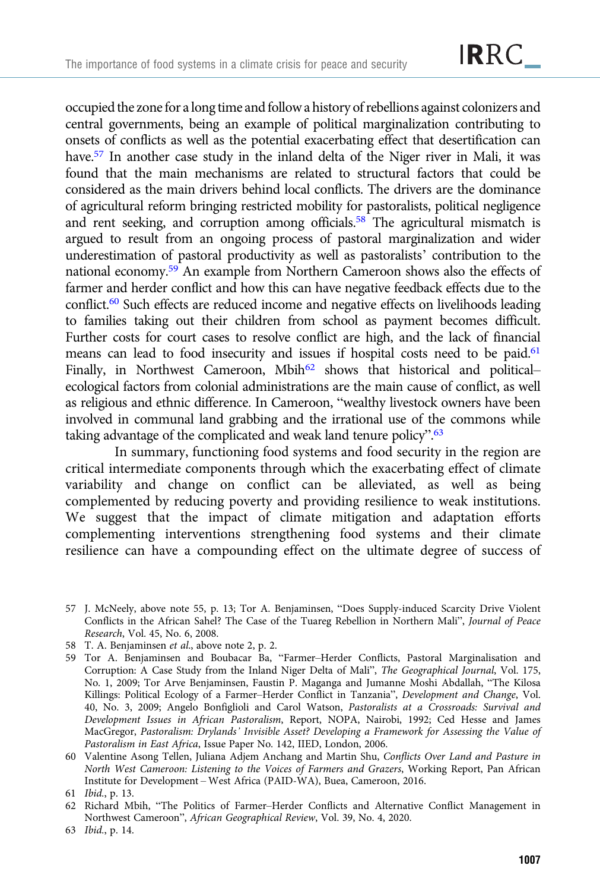occupied the zone for a long time and follow a history of rebellions against colonizers and central governments, being an example of political marginalization contributing to onsets of conflicts as well as the potential exacerbating effect that desertification can have.[57] In another case study in the inland delta of the Niger river in Mali, it was found that the main mechanisms are related to structural factors that could be considered as the main drivers behind local conflicts. The drivers are the dominance of agricultural reform bringing restricted mobility for pastoralists, political negligence and rent seeking, and corruption among officials.[58] The agricultural mismatch is argued to result from an ongoing process of pastoral marginalization and wider underestimation of pastoral productivity as well as pastoralists' contribution to the national economy.[59] An example from Northern Cameroon shows also the effects of farmer and herder conflict and how this can have negative feedback effects due to the conflict.[60] Such effects are reduced income and negative effects on livelihoods leading to families taking out their children from school as payment becomes difficult. Further costs for court cases to resolve conflict are high, and the lack of financial means can lead to food insecurity and issues if hospital costs need to be paid.[61] Finally, in Northwest Cameroon, Mbih[62] shows that historical and political–ecological factors from colonial administrations are the main cause of conflict, as well as religious and ethnic difference. In Cameroon, "wealthy livestock owners have been involved in communal land grabbing and the irrational use of the commons while taking advantage of the complicated and weak land tenure policy".[63]

In summary, functioning food systems and food security in the region are critical intermediate components through which the exacerbating effect of climate variability and change on conflict can be alleviated, as well as being complemented by reducing poverty and providing resilience to weak institutions. We suggest that the impact of climate mitigation and adaptation efforts complementing interventions strengthening food systems and their climate resilience can have a compounding effect on the ultimate degree of success of

57 J. McNeely, above note 55, p. 13; Tor A. Benjaminsen, "Does Supply-induced Scarcity Drive Violent Conflicts in the African Sahel? The Case of the Tuareg Rebellion in Northern Mali", *Journal of Peace Research*, Vol. 45, No. 6, 2008.

58 T. A. Benjaminsen *et al.*, above note 2, p. 2.

59 Tor A. Benjaminsen and Boubacar Ba, "Farmer–Herder Conflicts, Pastoral Marginalisation and Corruption: A Case Study from the Inland Niger Delta of Mali", *The Geographical Journal*, Vol. 175, No. 1, 2009; Tor Arve Benjaminsen, Faustin P. Maganga and Jumanne Moshi Abdallah, "The Kilosa Killings: Political Ecology of a Farmer–Herder Conflict in Tanzania", *Development and Change*, Vol. 40, No. 3, 2009; Angelo Bonfiglioli and Carol Watson, *Pastoralists at a Crossroads: Survival and Development Issues in African Pastoralism*, Report, NOPA, Nairobi, 1992; Ced Hesse and James MacGregor, *Pastoralism: Drylands' Invisible Asset? Developing a Framework for Assessing the Value of Pastoralism in East Africa*, Issue Paper No. 142, IIED, London, 2006.

60 Valentine Asong Tellen, Juliana Adjem Anchang and Martin Shu, *Conflicts Over Land and Pasture in North West Cameroon: Listening to the Voices of Farmers and Grazers*, Working Report, Pan African Institute for Development – West Africa (PAID-WA), Buea, Cameroon, 2016.

61 *Ibid.*, p. 13.

62 Richard Mbih, "The Politics of Farmer–Herder Conflicts and Alternative Conflict Management in Northwest Cameroon", *African Geographical Review*, Vol. 39, No. 4, 2020.

63 *Ibid.*, p. 14.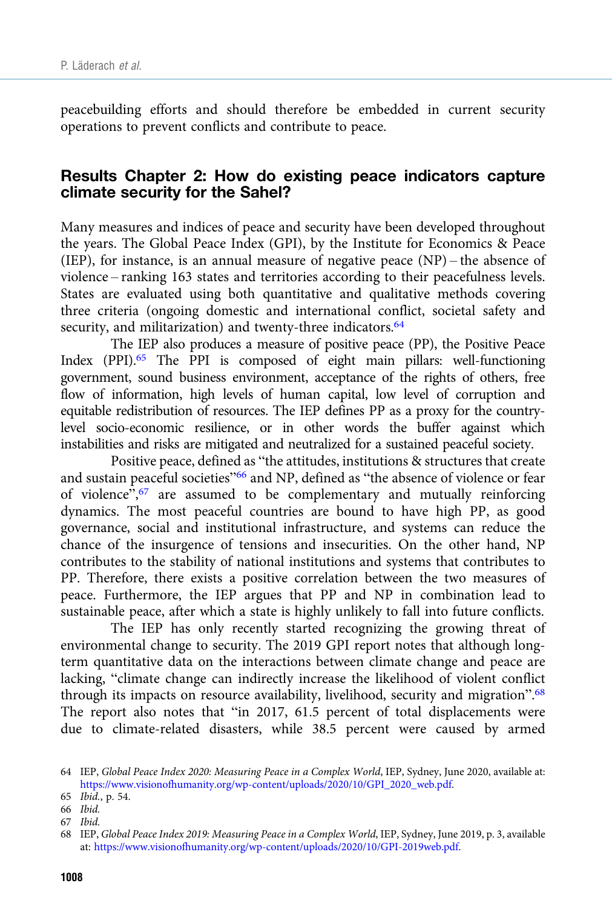peacebuilding efforts and should therefore be embedded in current security operations to prevent conflicts and contribute to peace.

## Results Chapter 2: How do existing peace indicators capture climate security for the Sahel?

Many measures and indices of peace and security have been developed throughout the years. The Global Peace Index (GPI), by the Institute for Economics & Peace (IEP), for instance, is an annual measure of negative peace (NP) – the absence of violence – ranking 163 states and territories according to their peacefulness levels. States are evaluated using both quantitative and qualitative methods covering three criteria (ongoing domestic and international conflict, societal safety and security, and militarization) and twenty-three indicators.[64]

The IEP also produces a measure of positive peace (PP), the Positive Peace Index (PPI).[65] The PPI is composed of eight main pillars: well-functioning government, sound business environment, acceptance of the rights of others, free flow of information, high levels of human capital, low level of corruption and equitable redistribution of resources. The IEP defines PP as a proxy for the country-level socio-economic resilience, or in other words the buffer against which instabilities and risks are mitigated and neutralized for a sustained peaceful society.

Positive peace, defined as "the attitudes, institutions & structures that create and sustain peaceful societies"[66] and NP, defined as "the absence of violence or fear of violence",[67] are assumed to be complementary and mutually reinforcing dynamics. The most peaceful countries are bound to have high PP, as good governance, social and institutional infrastructure, and systems can reduce the chance of the insurgence of tensions and insecurities. On the other hand, NP contributes to the stability of national institutions and systems that contributes to PP. Therefore, there exists a positive correlation between the two measures of peace. Furthermore, the IEP argues that PP and NP in combination lead to sustainable peace, after which a state is highly unlikely to fall into future conflicts.

The IEP has only recently started recognizing the growing threat of environmental change to security. The 2019 GPI report notes that although long-term quantitative data on the interactions between climate change and peace are lacking, "climate change can indirectly increase the likelihood of violent conflict through its impacts on resource availability, livelihood, security and migration".[68] The report also notes that "in 2017, 61.5 percent of total displacements were due to climate-related disasters, while 38.5 percent were caused by armed

---

64 IEP, *Global Peace Index 2020: Measuring Peace in a Complex World*, IEP, Sydney, June 2020, available at: https://www.visionofhumanity.org/wp-content/uploads/2020/10/GPI_2020_web.pdf.

65 *Ibid.*, p. 54.

66 *Ibid.*

67 *Ibid.*

68 IEP, *Global Peace Index 2019: Measuring Peace in a Complex World*, IEP, Sydney, June 2019, p. 3, available at: https://www.visionofhumanity.org/wp-content/uploads/2020/10/GPI-2019web.pdf.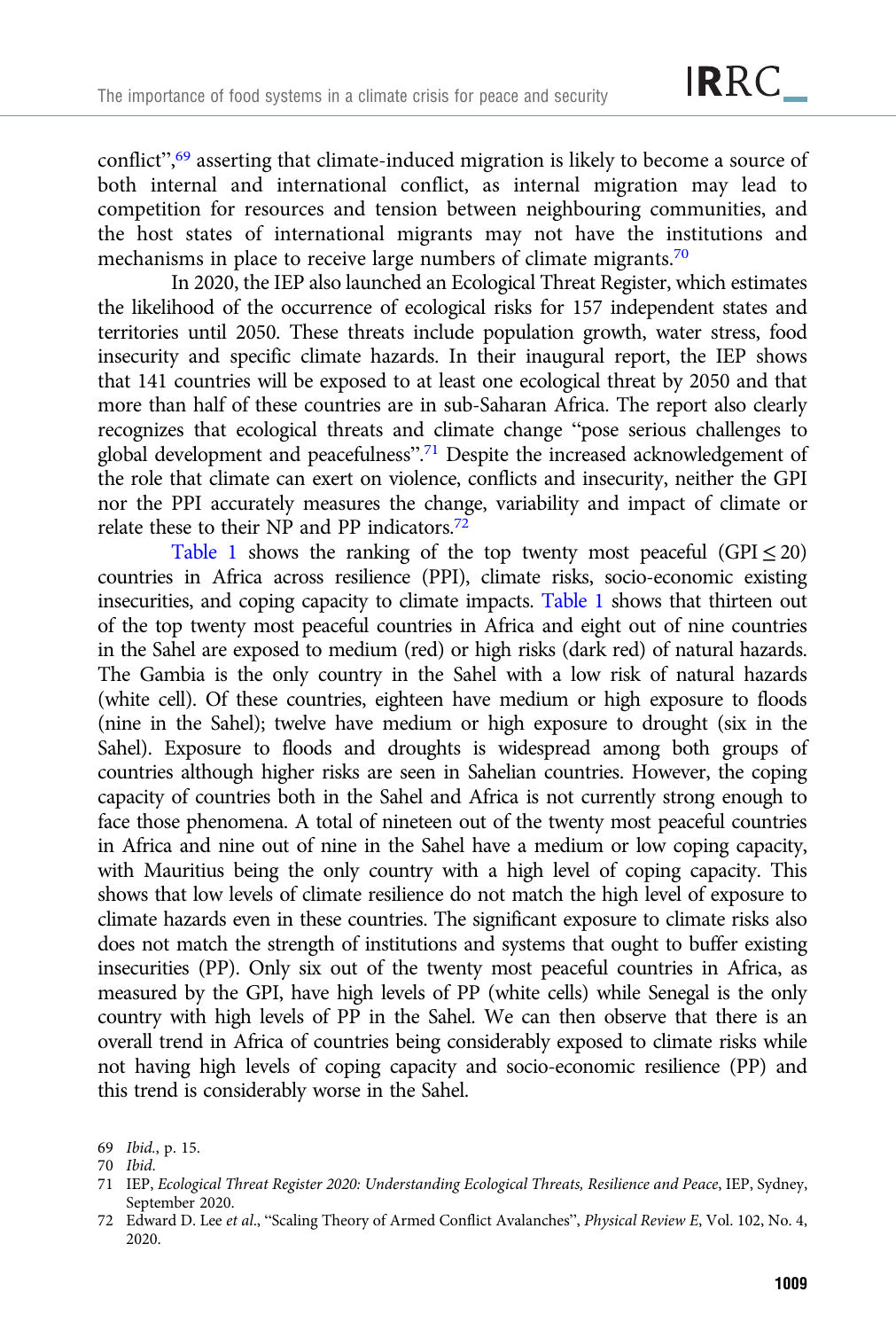conflict",[69] asserting that climate-induced migration is likely to become a source of both internal and international conflict, as internal migration may lead to competition for resources and tension between neighbouring communities, and the host states of international migrants may not have the institutions and mechanisms in place to receive large numbers of climate migrants.[70]

In 2020, the IEP also launched an Ecological Threat Register, which estimates the likelihood of the occurrence of ecological risks for 157 independent states and territories until 2050. These threats include population growth, water stress, food insecurity and specific climate hazards. In their inaugural report, the IEP shows that 141 countries will be exposed to at least one ecological threat by 2050 and that more than half of these countries are in sub-Saharan Africa. The report also clearly recognizes that ecological threats and climate change "pose serious challenges to global development and peacefulness".[71] Despite the increased acknowledgement of the role that climate can exert on violence, conflicts and insecurity, neither the GPI nor the PPI accurately measures the change, variability and impact of climate or relate these to their NP and PP indicators.[72]

Table 1 shows the ranking of the top twenty most peaceful (GPI ≤ 20) countries in Africa across resilience (PPI), climate risks, socio-economic existing insecurities, and coping capacity to climate impacts. Table 1 shows that thirteen out of the top twenty most peaceful countries in Africa and eight out of nine countries in the Sahel are exposed to medium (red) or high risks (dark red) of natural hazards. The Gambia is the only country in the Sahel with a low risk of natural hazards (white cell). Of these countries, eighteen have medium or high exposure to floods (nine in the Sahel); twelve have medium or high exposure to drought (six in the Sahel). Exposure to floods and droughts is widespread among both groups of countries although higher risks are seen in Sahelian countries. However, the coping capacity of countries both in the Sahel and Africa is not currently strong enough to face those phenomena. A total of nineteen out of the twenty most peaceful countries in Africa and nine out of nine in the Sahel have a medium or low coping capacity, with Mauritius being the only country with a high level of coping capacity. This shows that low levels of climate resilience do not match the high level of exposure to climate hazards even in these countries. The significant exposure to climate risks also does not match the strength of institutions and systems that ought to buffer existing insecurities (PP). Only six out of the twenty most peaceful countries in Africa, as measured by the GPI, have high levels of PP (white cells) while Senegal is the only country with high levels of PP in the Sahel. We can then observe that there is an overall trend in Africa of countries being considerably exposed to climate risks while not having high levels of coping capacity and socio-economic resilience (PP) and this trend is considerably worse in the Sahel.

69 *Ibid.*, p. 15.

70 *Ibid.*

71 IEP, *Ecological Threat Register 2020: Understanding Ecological Threats, Resilience and Peace*, IEP, Sydney, September 2020.

72 Edward D. Lee *et al.*, "Scaling Theory of Armed Conflict Avalanches", *Physical Review E*, Vol. 102, No. 4, 2020.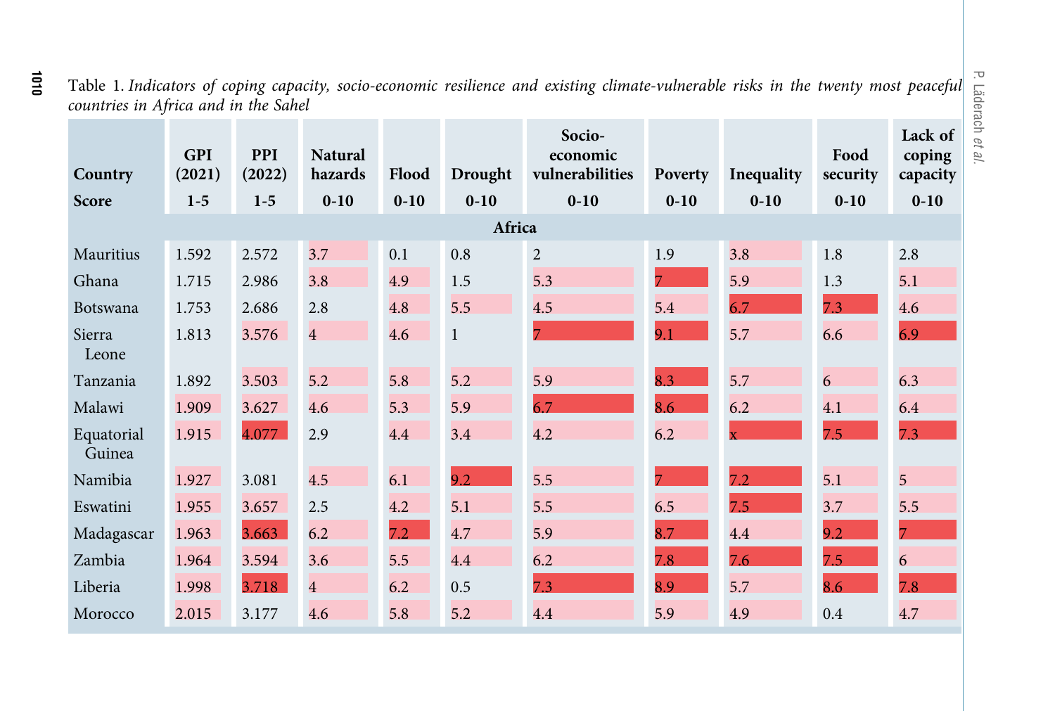Table 1. *Indicators of coping capacity, socio-economic resilience and existing climate-vulnerable risks in the twenty most peaceful countries in Africa and in the Sahel*

| Country | GPI (2021) | PPI (2022) | Natural hazards | Flood | Drought | Socio-economic vulnerabilities | Poverty | Inequality | Food security | Lack of coping capacity |
|---|---|---|---|---|---|---|---|---|---|---|
| Score | 1-5 | 1-5 | 0-10 | 0-10 | 0-10 | 0-10 | 0-10 | 0-10 | 0-10 | 0-10 |
| **Africa** | | | | | | | | | | |
| Mauritius | 1.592 | 2.572 | 3.7 | 0.1 | 0.8 | 2 | 1.9 | 3.8 | 1.8 | 2.8 |
| Ghana | 1.715 | 2.986 | 3.8 | 4.9 | 1.5 | 5.3 | 7 | 5.9 | 1.3 | 5.1 |
| Botswana | 1.753 | 2.686 | 2.8 | 4.8 | 5.5 | 4.5 | 5.4 | 6.7 | 7.3 | 4.6 |
| Sierra Leone | 1.813 | 3.576 | 4 | 4.6 | 1 | 7 | 9.1 | 5.7 | 6.6 | 6.9 |
| Tanzania | 1.892 | 3.503 | 5.2 | 5.8 | 5.2 | 5.9 | 8.3 | 5.7 | 6 | 6.3 |
| Malawi | 1.909 | 3.627 | 4.6 | 5.3 | 5.9 | 6.7 | 8.6 | 6.2 | 4.1 | 6.4 |
| Equatorial Guinea | 1.915 | 4.077 | 2.9 | 4.4 | 3.4 | 4.2 | 6.2 | x | 7.5 | 7.3 |
| Namibia | 1.927 | 3.081 | 4.5 | 6.1 | 9.2 | 5.5 | 7 | 7.2 | 5.1 | 5 |
| Eswatini | 1.955 | 3.657 | 2.5 | 4.2 | 5.1 | 5.5 | 6.5 | 7.5 | 3.7 | 5.5 |
| Madagascar | 1.963 | 3.663 | 6.2 | 7.2 | 4.7 | 5.9 | 8.7 | 4.4 | 9.2 | 7 |
| Zambia | 1.964 | 3.594 | 3.6 | 5.5 | 4.4 | 6.2 | 7.8 | 7.6 | 7.5 | 6 |
| Liberia | 1.998 | 3.718 | 4 | 6.2 | 0.5 | 7.3 | 8.9 | 5.7 | 8.6 | 7.8 |
| Morocco | 2.015 | 3.177 | 4.6 | 5.8 | 5.2 | 4.4 | 5.9 | 4.9 | 0.4 | 4.7 |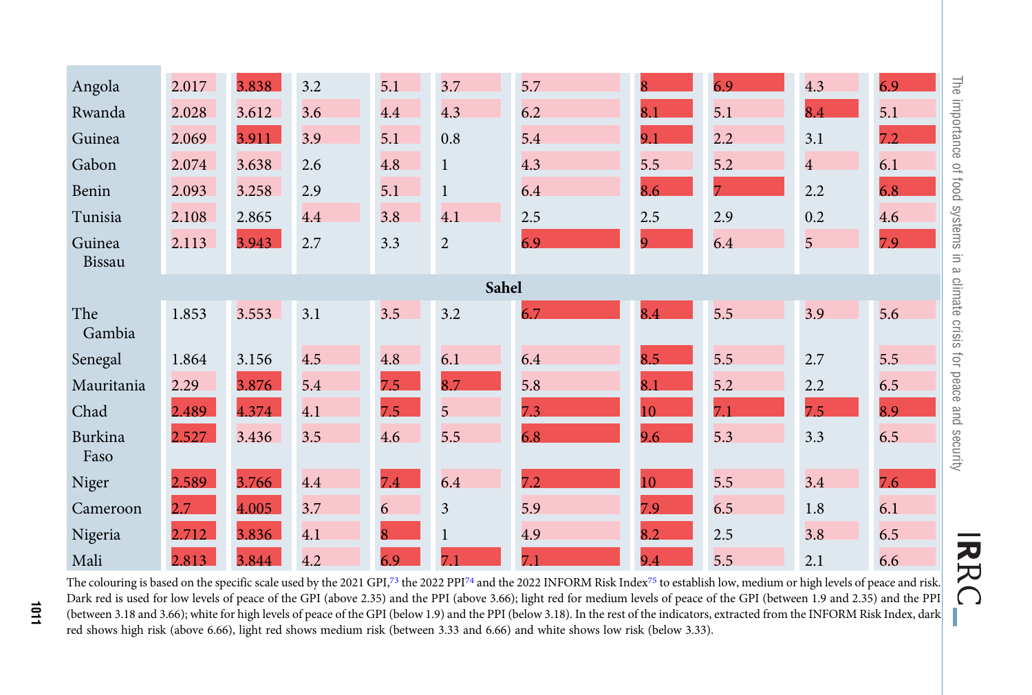| | | | | | | | | | | |
|---|---|---|---|---|---|---|---|---|---|---|
| Angola | 2.017 | 3.838 | 3.2 | 5.1 | 3.7 | 5.7 | 8 | 6.9 | 4.3 | 6.9 |
| Rwanda | 2.028 | 3.612 | 3.6 | 4.4 | 4.3 | 6.2 | 8.1 | 5.1 | 8.4 | 5.1 |
| Guinea | 2.069 | 3.911 | 3.9 | 5.1 | 0.8 | 5.4 | 9.1 | 2.2 | 3.1 | 7.2 |
| Gabon | 2.074 | 3.638 | 2.6 | 4.8 | 1 | 4.3 | 5.5 | 5.2 | 4 | 6.1 |
| Benin | 2.093 | 3.258 | 2.9 | 5.1 | 1 | 6.4 | 8.6 | 7 | 2.2 | 6.8 |
| Tunisia | 2.108 | 2.865 | 4.4 | 3.8 | 4.1 | 2.5 | 2.5 | 2.9 | 0.2 | 4.6 |
| Guinea Bissau | 2.113 | 3.943 | 2.7 | 3.3 | 2 | 6.9 | 9 | 6.4 | 5 | 7.9 |
| **Sahel** | | | | | | | | | | |
| The Gambia | 1.853 | 3.553 | 3.1 | 3.5 | 3.2 | 6.7 | 8.4 | 5.5 | 3.9 | 5.6 |
| Senegal | 1.864 | 3.156 | 4.5 | 4.8 | 6.1 | 6.4 | 8.5 | 5.5 | 2.7 | 5.5 |
| Mauritania | 2.29 | 3.876 | 5.4 | 7.5 | 8.7 | 5.8 | 8.1 | 5.2 | 2.2 | 6.5 |
| Chad | 2.489 | 4.374 | 4.1 | 7.5 | 5 | 7.3 | 10 | 7.1 | 7.5 | 8.9 |
| Burkina Faso | 2.527 | 3.436 | 3.5 | 4.6 | 5.5 | 6.8 | 9.6 | 5.3 | 3.3 | 6.5 |
| Niger | 2.589 | 3.766 | 4.4 | 7.4 | 6.4 | 7.2 | 10 | 5.5 | 3.4 | 7.6 |
| Cameroon | 2.7 | 4.005 | 3.7 | 6 | 3 | 5.9 | 7.9 | 6.5 | 1.8 | 6.1 |
| Nigeria | 2.712 | 3.836 | 4.1 | 8 | 1 | 4.9 | 8.2 | 2.5 | 3.8 | 6.5 |
| Mali | 2.813 | 3.844 | 4.2 | 6.9 | 7.1 | 7.1 | 9.4 | 5.5 | 2.1 | 6.6 |

The colouring is based on the specific scale used by the 2021 GPI,[73] the 2022 PPI[74] and the 2022 INFORM Risk Index[75] to establish low, medium or high levels of peace and risk. Dark red is used for low levels of peace of the GPI (above 2.35) and the PPI (above 3.66); light red for medium levels of peace of the GPI (between 1.9 and 2.35) and the PPI (between 3.18 and 3.66); white for high levels of peace of the GPI (below 1.9) and the PPI (below 3.18). In the rest of the indicators, extracted from the INFORM Risk Index, dark red shows high risk (above 6.66), light red shows medium risk (between 3.33 and 6.66) and white shows low risk (below 3.33).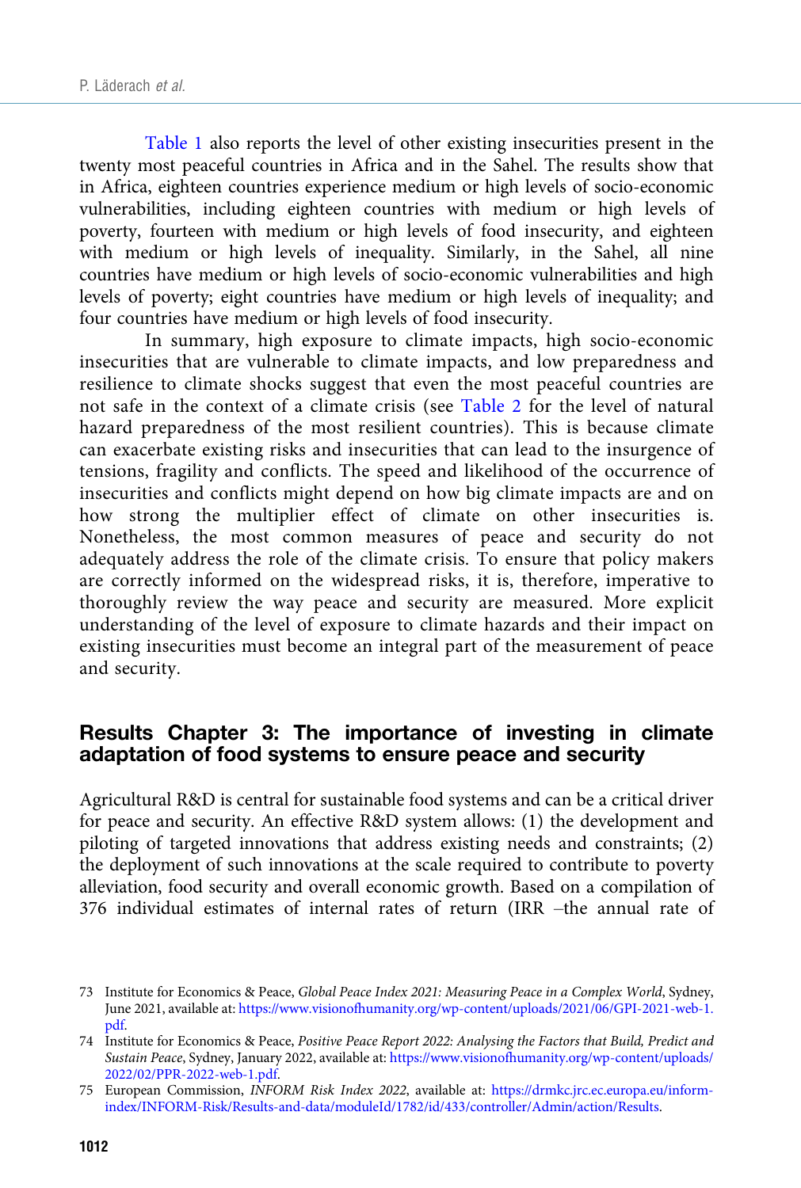Table 1 also reports the level of other existing insecurities present in the twenty most peaceful countries in Africa and in the Sahel. The results show that in Africa, eighteen countries experience medium or high levels of socio-economic vulnerabilities, including eighteen countries with medium or high levels of poverty, fourteen with medium or high levels of food insecurity, and eighteen with medium or high levels of inequality. Similarly, in the Sahel, all nine countries have medium or high levels of socio-economic vulnerabilities and high levels of poverty; eight countries have medium or high levels of inequality; and four countries have medium or high levels of food insecurity.

In summary, high exposure to climate impacts, high socio-economic insecurities that are vulnerable to climate impacts, and low preparedness and resilience to climate shocks suggest that even the most peaceful countries are not safe in the context of a climate crisis (see Table 2 for the level of natural hazard preparedness of the most resilient countries). This is because climate can exacerbate existing risks and insecurities that can lead to the insurgence of tensions, fragility and conflicts. The speed and likelihood of the occurrence of insecurities and conflicts might depend on how big climate impacts are and on how strong the multiplier effect of climate on other insecurities is. Nonetheless, the most common measures of peace and security do not adequately address the role of the climate crisis. To ensure that policy makers are correctly informed on the widespread risks, it is, therefore, imperative to thoroughly review the way peace and security are measured. More explicit understanding of the level of exposure to climate hazards and their impact on existing insecurities must become an integral part of the measurement of peace and security.

## Results Chapter 3: The importance of investing in climate adaptation of food systems to ensure peace and security

Agricultural R&D is central for sustainable food systems and can be a critical driver for peace and security. An effective R&D system allows: (1) the development and piloting of targeted innovations that address existing needs and constraints; (2) the deployment of such innovations at the scale required to contribute to poverty alleviation, food security and overall economic growth. Based on a compilation of 376 individual estimates of internal rates of return (IRR –the annual rate of

73 Institute for Economics & Peace, *Global Peace Index 2021: Measuring Peace in a Complex World*, Sydney, June 2021, available at: https://www.visionofhumanity.org/wp-content/uploads/2021/06/GPI-2021-web-1.pdf.

74 Institute for Economics & Peace, *Positive Peace Report 2022: Analysing the Factors that Build, Predict and Sustain Peace*, Sydney, January 2022, available at: https://www.visionofhumanity.org/wp-content/uploads/2022/02/PPR-2022-web-1.pdf.

75 European Commission, *INFORM Risk Index 2022*, available at: https://drmkc.jrc.ec.europa.eu/inform-index/INFORM-Risk/Results-and-data/moduleId/1782/id/433/controller/Admin/action/Results.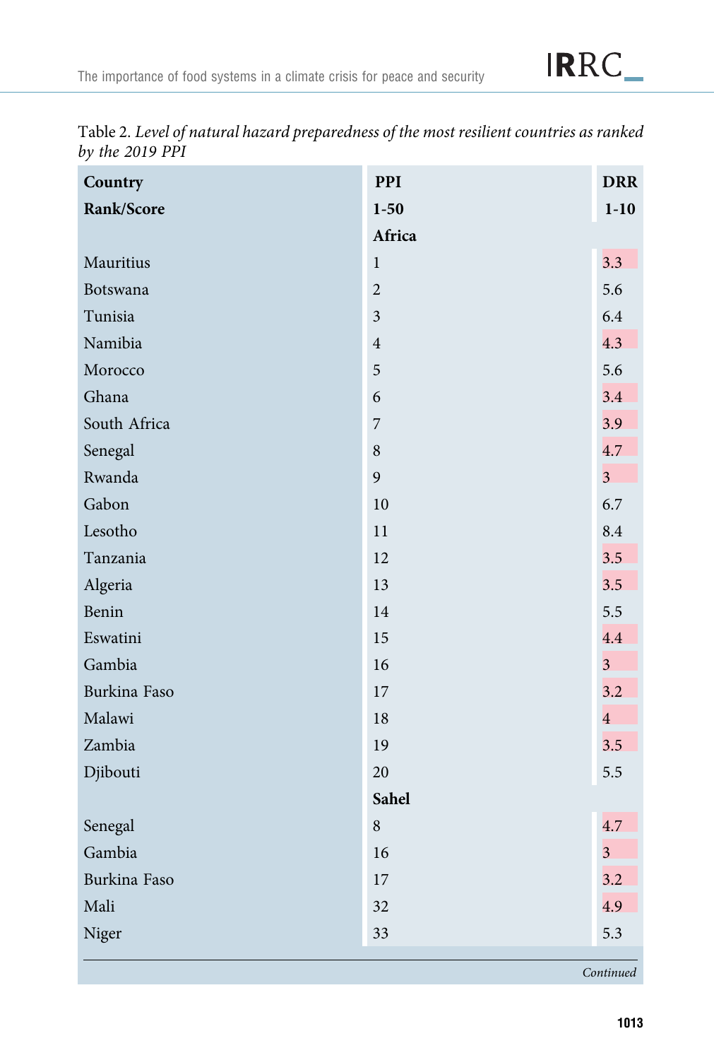Table 2. *Level of natural hazard preparedness of the most resilient countries as ranked by the 2019 PPI*

| Country Rank/Score | PPI 1-50 | DRR 1-10 |
|---|---|---|
| | **Africa** | |
| Mauritius | 1 | 3.3 |
| Botswana | 2 | 5.6 |
| Tunisia | 3 | 6.4 |
| Namibia | 4 | 4.3 |
| Morocco | 5 | 5.6 |
| Ghana | 6 | 3.4 |
| South Africa | 7 | 3.9 |
| Senegal | 8 | 4.7 |
| Rwanda | 9 | 3 |
| Gabon | 10 | 6.7 |
| Lesotho | 11 | 8.4 |
| Tanzania | 12 | 3.5 |
| Algeria | 13 | 3.5 |
| Benin | 14 | 5.5 |
| Eswatini | 15 | 4.4 |
| Gambia | 16 | 3 |
| Burkina Faso | 17 | 3.2 |
| Malawi | 18 | 4 |
| Zambia | 19 | 3.5 |
| Djibouti | 20 | 5.5 |
| | **Sahel** | |
| Senegal | 8 | 4.7 |
| Gambia | 16 | 3 |
| Burkina Faso | 17 | 3.2 |
| Mali | 32 | 4.9 |
| Niger | 33 | 5.3 |

*Continued*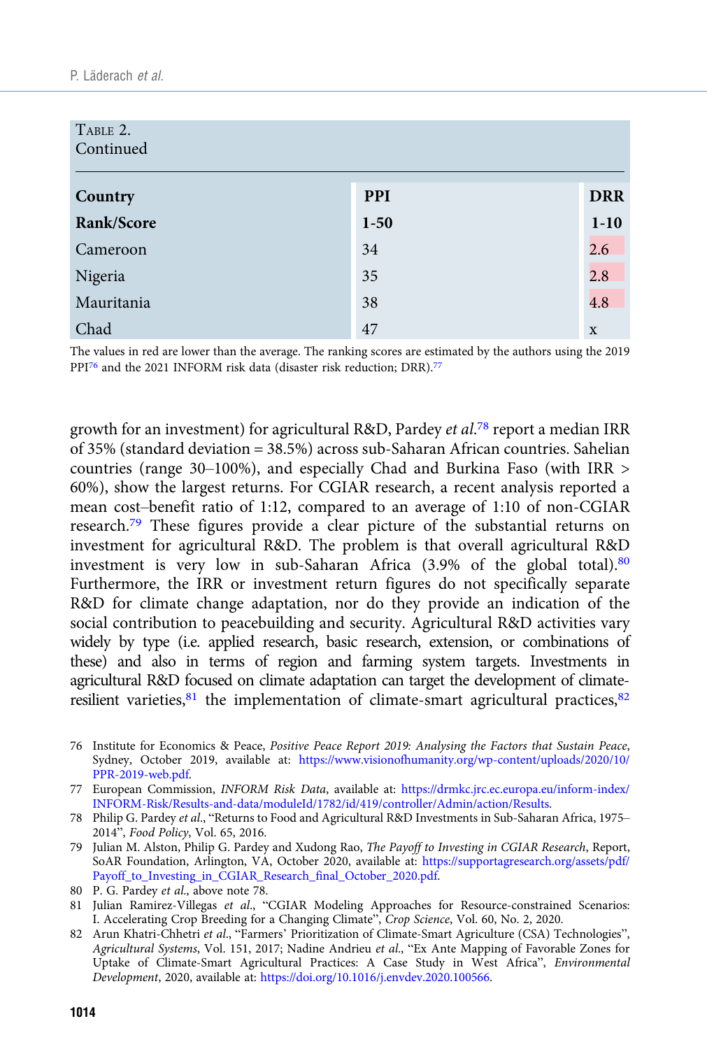TABLE 2.
Continued

| Country | PPI | DRR |
|---|---|---|
| Rank/Score | 1-50 | 1-10 |
| Cameroon | 34 | 2.6 |
| Nigeria | 35 | 2.8 |
| Mauritania | 38 | 4.8 |
| Chad | 47 | x |

The values in red are lower than the average. The ranking scores are estimated by the authors using the 2019 PPI[76] and the 2021 INFORM risk data (disaster risk reduction; DRR).[77]

growth for an investment) for agricultural R&D, Pardey *et al.*[78] report a median IRR of 35% (standard deviation = 38.5%) across sub-Saharan African countries. Sahelian countries (range 30–100%), and especially Chad and Burkina Faso (with IRR > 60%), show the largest returns. For CGIAR research, a recent analysis reported a mean cost–benefit ratio of 1:12, compared to an average of 1:10 of non-CGIAR research.[79] These figures provide a clear picture of the substantial returns on investment for agricultural R&D. The problem is that overall agricultural R&D investment is very low in sub-Saharan Africa (3.9% of the global total).[80] Furthermore, the IRR or investment return figures do not specifically separate R&D for climate change adaptation, nor do they provide an indication of the social contribution to peacebuilding and security. Agricultural R&D activities vary widely by type (i.e. applied research, basic research, extension, or combinations of these) and also in terms of region and farming system targets. Investments in agricultural R&D focused on climate adaptation can target the development of climate-resilient varieties,[81] the implementation of climate-smart agricultural practices,[82]

76 Institute for Economics & Peace, *Positive Peace Report 2019: Analysing the Factors that Sustain Peace*, Sydney, October 2019, available at: https://www.visionofhumanity.org/wp-content/uploads/2020/10/PPR-2019-web.pdf.

77 European Commission, *INFORM Risk Data*, available at: https://drmkc.jrc.ec.europa.eu/inform-index/INFORM-Risk/Results-and-data/moduleId/1782/id/419/controller/Admin/action/Results.

78 Philip G. Pardey *et al.*, "Returns to Food and Agricultural R&D Investments in Sub-Saharan Africa, 1975–2014", *Food Policy*, Vol. 65, 2016.

79 Julian M. Alston, Philip G. Pardey and Xudong Rao, *The Payoff to Investing in CGIAR Research*, Report, SoAR Foundation, Arlington, VA, October 2020, available at: https://supportagresearch.org/assets/pdf/Payoff_to_Investing_in_CGIAR_Research_final_October_2020.pdf.

80 P. G. Pardey *et al.*, above note 78.

81 Julian Ramirez-Villegas *et al.*, "CGIAR Modeling Approaches for Resource-constrained Scenarios: I. Accelerating Crop Breeding for a Changing Climate", *Crop Science*, Vol. 60, No. 2, 2020.

82 Arun Khatri-Chhetri *et al.*, "Farmers' Prioritization of Climate-Smart Agriculture (CSA) Technologies", *Agricultural Systems*, Vol. 151, 2017; Nadine Andrieu *et al.*, "Ex Ante Mapping of Favorable Zones for Uptake of Climate-Smart Agricultural Practices: A Case Study in West Africa", *Environmental Development*, 2020, available at: https://doi.org/10.1016/j.envdev.2020.100566.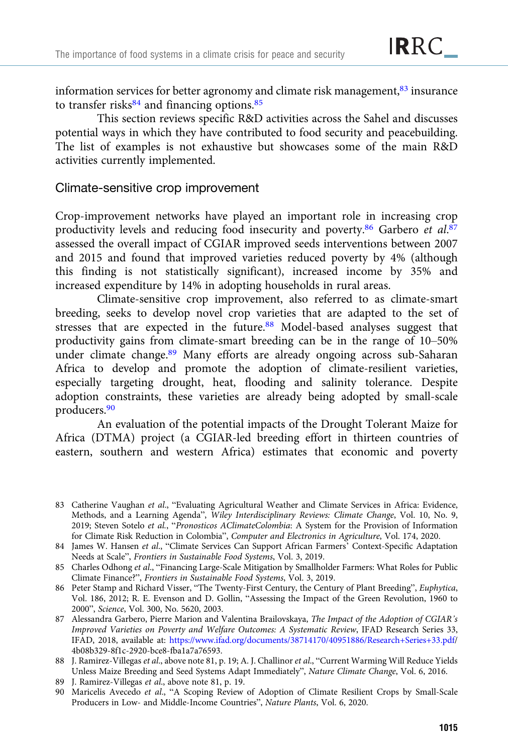information services for better agronomy and climate risk management,[83] insurance to transfer risks[84] and financing options.[85]

This section reviews specific R&D activities across the Sahel and discusses potential ways in which they have contributed to food security and peacebuilding. The list of examples is not exhaustive but showcases some of the main R&D activities currently implemented.

## Climate-sensitive crop improvement

Crop-improvement networks have played an important role in increasing crop productivity levels and reducing food insecurity and poverty.[86] Garbero *et al.*[87] assessed the overall impact of CGIAR improved seeds interventions between 2007 and 2015 and found that improved varieties reduced poverty by 4% (although this finding is not statistically significant), increased income by 35% and increased expenditure by 14% in adopting households in rural areas.

Climate-sensitive crop improvement, also referred to as climate-smart breeding, seeks to develop novel crop varieties that are adapted to the set of stresses that are expected in the future.[88] Model-based analyses suggest that productivity gains from climate-smart breeding can be in the range of 10–50% under climate change.[89] Many efforts are already ongoing across sub-Saharan Africa to develop and promote the adoption of climate-resilient varieties, especially targeting drought, heat, flooding and salinity tolerance. Despite adoption constraints, these varieties are already being adopted by small-scale producers.[90]

An evaluation of the potential impacts of the Drought Tolerant Maize for Africa (DTMA) project (a CGIAR-led breeding effort in thirteen countries of eastern, southern and western Africa) estimates that economic and poverty

---

83 Catherine Vaughan *et al.*, "Evaluating Agricultural Weather and Climate Services in Africa: Evidence, Methods, and a Learning Agenda", *Wiley Interdisciplinary Reviews: Climate Change*, Vol. 10, No. 9, 2019; Steven Sotelo *et al.*, "*Pronosticos AClimateColombia*: A System for the Provision of Information for Climate Risk Reduction in Colombia", *Computer and Electronics in Agriculture*, Vol. 174, 2020.

84 James W. Hansen *et al.*, "Climate Services Can Support African Farmers' Context-Specific Adaptation Needs at Scale", *Frontiers in Sustainable Food Systems*, Vol. 3, 2019.

85 Charles Odhong *et al.*, "Financing Large-Scale Mitigation by Smallholder Farmers: What Roles for Public Climate Finance?", *Frontiers in Sustainable Food Systems*, Vol. 3, 2019.

86 Peter Stamp and Richard Visser, "The Twenty-First Century, the Century of Plant Breeding", *Euphytica*, Vol. 186, 2012; R. E. Evenson and D. Gollin, "Assessing the Impact of the Green Revolution, 1960 to 2000", *Science*, Vol. 300, No. 5620, 2003.

87 Alessandra Garbero, Pierre Marion and Valentina Brailovskaya, *The Impact of the Adoption of CGIAR's Improved Varieties on Poverty and Welfare Outcomes: A Systematic Review*, IFAD Research Series 33, IFAD, 2018, available at: https://www.ifad.org/documents/38714170/40951886/Research+Series+33.pdf/4b08b329-8f1c-2920-bce8-fba1a7a76593.

88 J. Ramirez-Villegas *et al.*, above note 81, p. 19; A. J. Challinor *et al.*, "Current Warming Will Reduce Yields Unless Maize Breeding and Seed Systems Adapt Immediately", *Nature Climate Change*, Vol. 6, 2016.

89 J. Ramirez-Villegas *et al.*, above note 81, p. 19.

90 Maricelis Avecedo *et al.*, "A Scoping Review of Adoption of Climate Resilient Crops by Small-Scale Producers in Low- and Middle-Income Countries", *Nature Plants*, Vol. 6, 2020.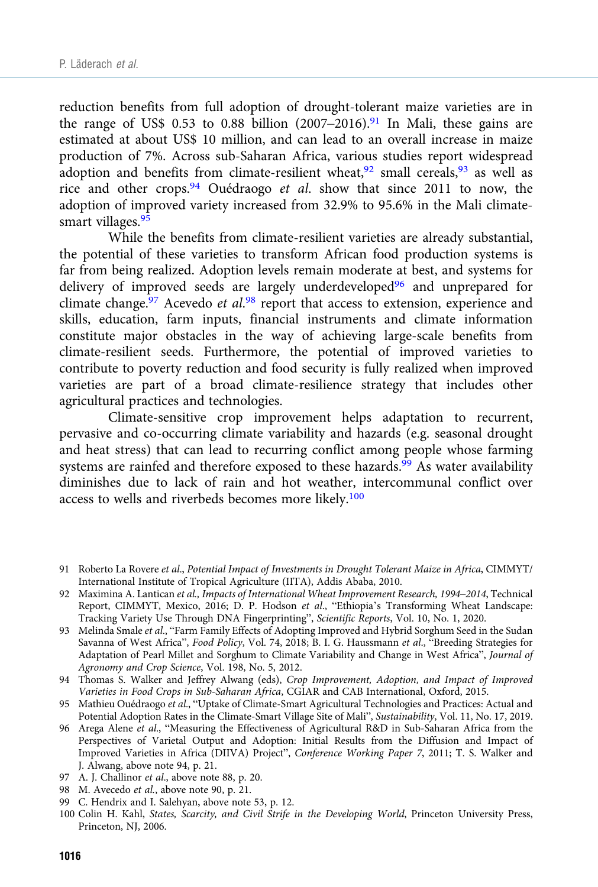reduction benefits from full adoption of drought-tolerant maize varieties are in the range of US$ 0.53 to 0.88 billion (2007–2016).[91] In Mali, these gains are estimated at about US$ 10 million, and can lead to an overall increase in maize production of 7%. Across sub-Saharan Africa, various studies report widespread adoption and benefits from climate-resilient wheat,[92] small cereals,[93] as well as rice and other crops.[94] Ouédraogo *et al.* show that since 2011 to now, the adoption of improved variety increased from 32.9% to 95.6% in the Mali climate-smart villages.[95]

While the benefits from climate-resilient varieties are already substantial, the potential of these varieties to transform African food production systems is far from being realized. Adoption levels remain moderate at best, and systems for delivery of improved seeds are largely underdeveloped[96] and unprepared for climate change.[97] Acevedo *et al.*[98] report that access to extension, experience and skills, education, farm inputs, financial instruments and climate information constitute major obstacles in the way of achieving large-scale benefits from climate-resilient seeds. Furthermore, the potential of improved varieties to contribute to poverty reduction and food security is fully realized when improved varieties are part of a broad climate-resilience strategy that includes other agricultural practices and technologies.

Climate-sensitive crop improvement helps adaptation to recurrent, pervasive and co-occurring climate variability and hazards (e.g. seasonal drought and heat stress) that can lead to recurring conflict among people whose farming systems are rainfed and therefore exposed to these hazards.[99] As water availability diminishes due to lack of rain and hot weather, intercommunal conflict over access to wells and riverbeds becomes more likely.[100]

---

91 Roberto La Rovere *et al.*, *Potential Impact of Investments in Drought Tolerant Maize in Africa*, CIMMYT/International Institute of Tropical Agriculture (IITA), Addis Ababa, 2010.

92 Maximina A. Lantican *et al.*, *Impacts of International Wheat Improvement Research, 1994–2014*, Technical Report, CIMMYT, Mexico, 2016; D. P. Hodson *et al.*, "Ethiopia's Transforming Wheat Landscape: Tracking Variety Use Through DNA Fingerprinting", *Scientific Reports*, Vol. 10, No. 1, 2020.

93 Melinda Smale *et al.*, "Farm Family Effects of Adopting Improved and Hybrid Sorghum Seed in the Sudan Savanna of West Africa", *Food Policy*, Vol. 74, 2018; B. I. G. Haussmann *et al.*, "Breeding Strategies for Adaptation of Pearl Millet and Sorghum to Climate Variability and Change in West Africa", *Journal of Agronomy and Crop Science*, Vol. 198, No. 5, 2012.

94 Thomas S. Walker and Jeffrey Alwang (eds), *Crop Improvement, Adoption, and Impact of Improved Varieties in Food Crops in Sub-Saharan Africa*, CGIAR and CAB International, Oxford, 2015.

95 Mathieu Ouédraogo *et al.*, "Uptake of Climate-Smart Agricultural Technologies and Practices: Actual and Potential Adoption Rates in the Climate-Smart Village Site of Mali", *Sustainability*, Vol. 11, No. 17, 2019.

96 Arega Alene *et al.*, "Measuring the Effectiveness of Agricultural R&D in Sub-Saharan Africa from the Perspectives of Varietal Output and Adoption: Initial Results from the Diffusion and Impact of Improved Varieties in Africa (DIIVA) Project", *Conference Working Paper 7*, 2011; T. S. Walker and J. Alwang, above note 94, p. 21.

97 A. J. Challinor *et al.*, above note 88, p. 20.

98 M. Avecedo *et al.*, above note 90, p. 21.

99 C. Hendrix and I. Salehyan, above note 53, p. 12.

100 Colin H. Kahl, *States, Scarcity, and Civil Strife in the Developing World*, Princeton University Press, Princeton, NJ, 2006.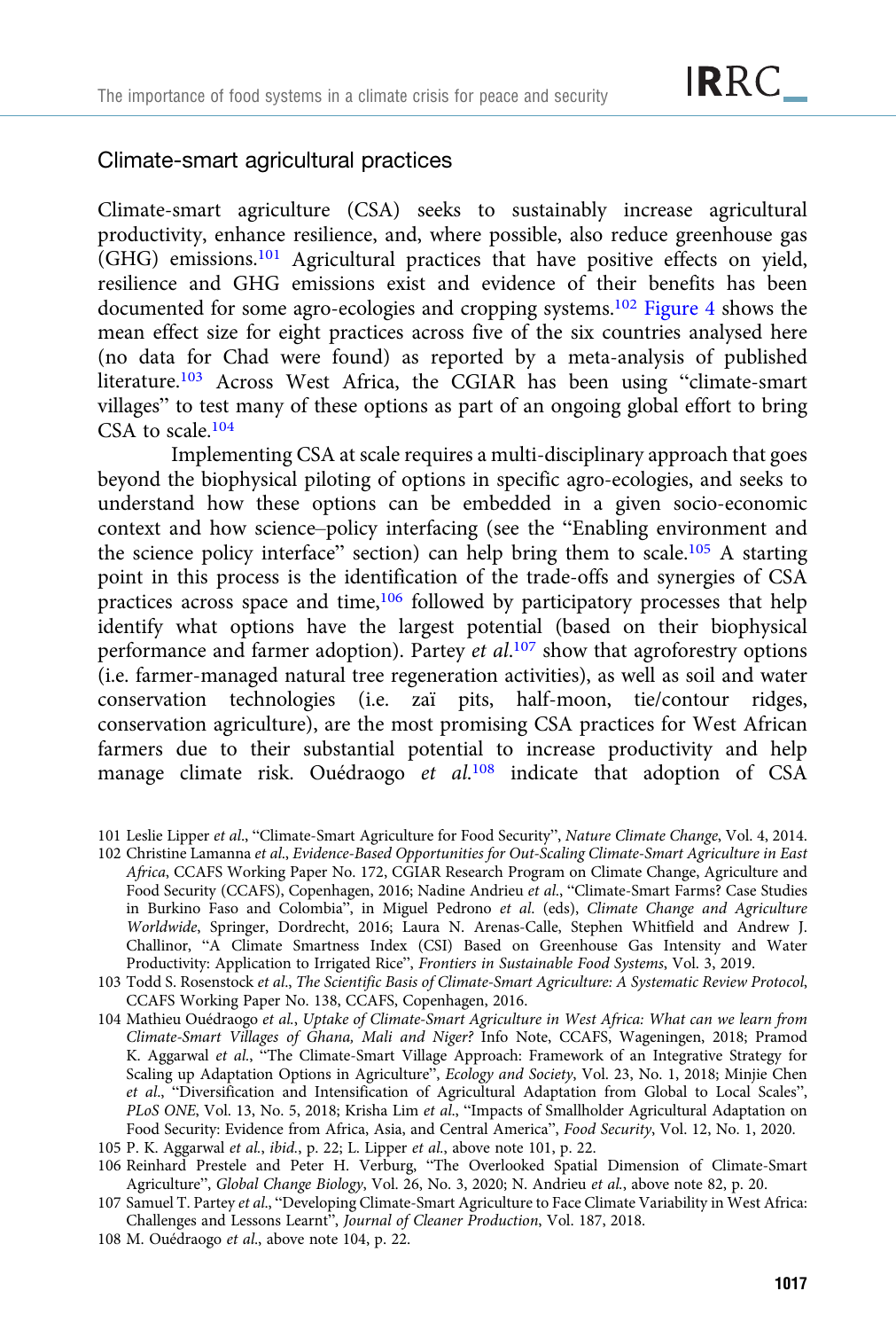## Climate-smart agricultural practices

Climate-smart agriculture (CSA) seeks to sustainably increase agricultural productivity, enhance resilience, and, where possible, also reduce greenhouse gas (GHG) emissions.[101] Agricultural practices that have positive effects on yield, resilience and GHG emissions exist and evidence of their benefits has been documented for some agro-ecologies and cropping systems.[102] Figure 4 shows the mean effect size for eight practices across five of the six countries analysed here (no data for Chad were found) as reported by a meta-analysis of published literature.[103] Across West Africa, the CGIAR has been using "climate-smart villages" to test many of these options as part of an ongoing global effort to bring CSA to scale.[104]

Implementing CSA at scale requires a multi-disciplinary approach that goes beyond the biophysical piloting of options in specific agro-ecologies, and seeks to understand how these options can be embedded in a given socio-economic context and how science–policy interfacing (see the "Enabling environment and the science policy interface" section) can help bring them to scale.[105] A starting point in this process is the identification of the trade-offs and synergies of CSA practices across space and time,[106] followed by participatory processes that help identify what options have the largest potential (based on their biophysical performance and farmer adoption). Partey *et al.*[107] show that agroforestry options (i.e. farmer-managed natural tree regeneration activities), as well as soil and water conservation technologies (i.e. zaï pits, half-moon, tie/contour ridges, conservation agriculture), are the most promising CSA practices for West African farmers due to their substantial potential to increase productivity and help manage climate risk. Ouédraogo *et al.*[108] indicate that adoption of CSA

101 Leslie Lipper *et al.*, "Climate-Smart Agriculture for Food Security", *Nature Climate Change*, Vol. 4, 2014.

102 Christine Lamanna et al., *Evidence-Based Opportunities for Out-Scaling Climate-Smart Agriculture in East Africa*, CCAFS Working Paper No. 172, CGIAR Research Program on Climate Change, Agriculture and Food Security (CCAFS), Copenhagen, 2016; Nadine Andrieu *et al.*, "Climate-Smart Farms? Case Studies in Burkino Faso and Colombia", in Miguel Pedrono *et al.* (eds), *Climate Change and Agriculture Worldwide*, Springer, Dordrecht, 2016; Laura N. Arenas-Calle, Stephen Whitfield and Andrew J. Challinor, "A Climate Smartness Index (CSI) Based on Greenhouse Gas Intensity and Water Productivity: Application to Irrigated Rice", *Frontiers in Sustainable Food Systems*, Vol. 3, 2019.

103 Todd S. Rosenstock *et al.*, *The Scientific Basis of Climate-Smart Agriculture: A Systematic Review Protocol*, CCAFS Working Paper No. 138, CCAFS, Copenhagen, 2016.

104 Mathieu Ouédraogo *et al.*, *Uptake of Climate-Smart Agriculture in West Africa: What can we learn from Climate-Smart Villages of Ghana, Mali and Niger?* Info Note, CCAFS, Wageningen, 2018; Pramod K. Aggarwal *et al.*, "The Climate-Smart Village Approach: Framework of an Integrative Strategy for Scaling up Adaptation Options in Agriculture", *Ecology and Society*, Vol. 23, No. 1, 2018; Minjie Chen *et al.*, "Diversification and Intensification of Agricultural Adaptation from Global to Local Scales", *PLoS ONE*, Vol. 13, No. 5, 2018; Krisha Lim *et al.*, "Impacts of Smallholder Agricultural Adaptation on Food Security: Evidence from Africa, Asia, and Central America", *Food Security*, Vol. 12, No. 1, 2020.

105 P. K. Aggarwal *et al.*, *ibid.*, p. 22; L. Lipper *et al.*, above note 101, p. 22.

106 Reinhard Prestele and Peter H. Verburg, "The Overlooked Spatial Dimension of Climate-Smart Agriculture", *Global Change Biology*, Vol. 26, No. 3, 2020; N. Andrieu *et al.*, above note 82, p. 20.

107 Samuel T. Partey *et al.*, "Developing Climate-Smart Agriculture to Face Climate Variability in West Africa: Challenges and Lessons Learnt", *Journal of Cleaner Production*, Vol. 187, 2018.

108 M. Ouédraogo *et al.*, above note 104, p. 22.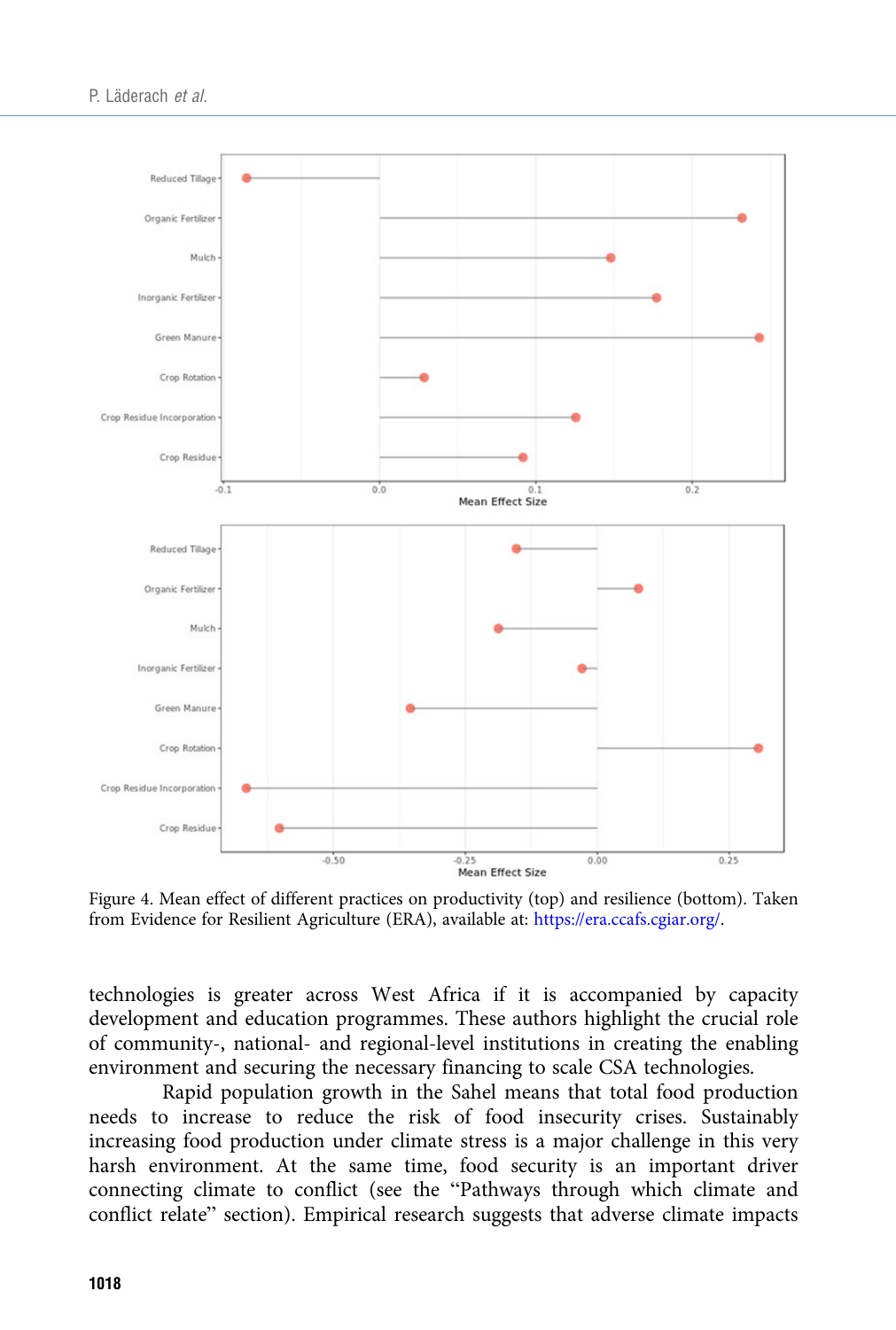Figure 4. Mean effect of different practices on productivity (top) and resilience (bottom). Taken from Evidence for Resilient Agriculture (ERA), available at: https://era.ccafs.cgiar.org/.

technologies is greater across West Africa if it is accompanied by capacity development and education programmes. These authors highlight the crucial role of community-, national- and regional-level institutions in creating the enabling environment and securing the necessary financing to scale CSA technologies.

Rapid population growth in the Sahel means that total food production needs to increase to reduce the risk of food insecurity crises. Sustainably increasing food production under climate stress is a major challenge in this very harsh environment. At the same time, food security is an important driver connecting climate to conflict (see the "Pathways through which climate and conflict relate" section). Empirical research suggests that adverse climate impacts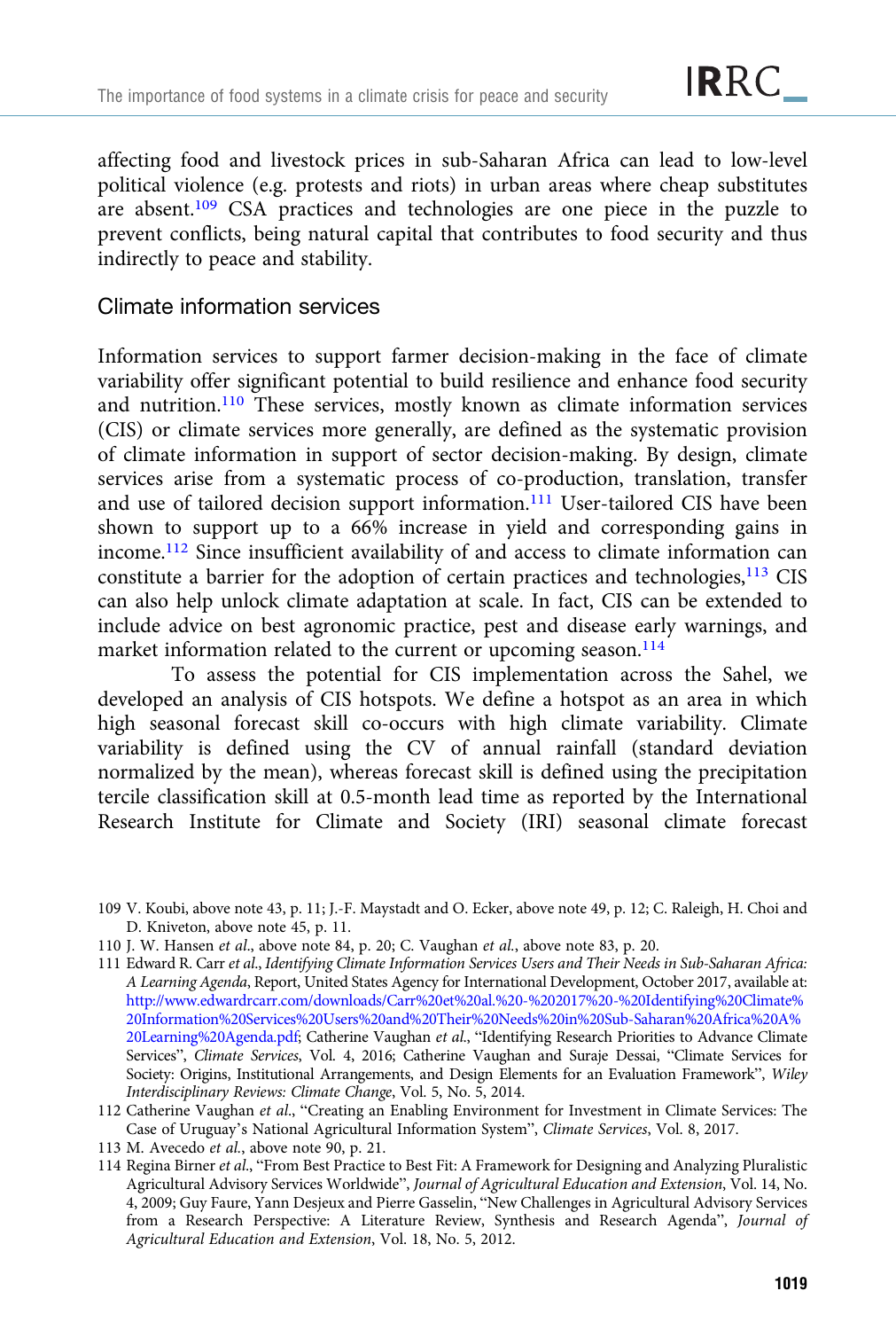affecting food and livestock prices in sub-Saharan Africa can lead to low-level political violence (e.g. protests and riots) in urban areas where cheap substitutes are absent.[109] CSA practices and technologies are one piece in the puzzle to prevent conflicts, being natural capital that contributes to food security and thus indirectly to peace and stability.

### Climate information services

Information services to support farmer decision-making in the face of climate variability offer significant potential to build resilience and enhance food security and nutrition.[110] These services, mostly known as climate information services (CIS) or climate services more generally, are defined as the systematic provision of climate information in support of sector decision-making. By design, climate services arise from a systematic process of co-production, translation, transfer and use of tailored decision support information.[111] User-tailored CIS have been shown to support up to a 66% increase in yield and corresponding gains in income.[112] Since insufficient availability of and access to climate information can constitute a barrier for the adoption of certain practices and technologies,[113] CIS can also help unlock climate adaptation at scale. In fact, CIS can be extended to include advice on best agronomic practice, pest and disease early warnings, and market information related to the current or upcoming season.[114]

To assess the potential for CIS implementation across the Sahel, we developed an analysis of CIS hotspots. We define a hotspot as an area in which high seasonal forecast skill co-occurs with high climate variability. Climate variability is defined using the CV of annual rainfall (standard deviation normalized by the mean), whereas forecast skill is defined using the precipitation tercile classification skill at 0.5-month lead time as reported by the International Research Institute for Climate and Society (IRI) seasonal climate forecast

---

109 V. Koubi, above note 43, p. 11; J.-F. Maystadt and O. Ecker, above note 49, p. 12; C. Raleigh, H. Choi and D. Kniveton, above note 45, p. 11.

110 J. W. Hansen *et al.*, above note 84, p. 20; C. Vaughan *et al.*, above note 83, p. 20.

111 Edward R. Carr *et al.*, *Identifying Climate Information Services Users and Their Needs in Sub-Saharan Africa: A Learning Agenda*, Report, United States Agency for International Development, October 2017, available at: http://www.edwardrcarr.com/downloads/Carr%20et%20al.%20-%202017%20-%20Identifying%20Climate%20Information%20Services%20Users%20and%20Their%20Needs%20in%20Sub-Saharan%20Africa%20A%20Learning%20Agenda.pdf; Catherine Vaughan *et al.*, "Identifying Research Priorities to Advance Climate Services", *Climate Services*, Vol. 4, 2016; Catherine Vaughan and Suraje Dessai, "Climate Services for Society: Origins, Institutional Arrangements, and Design Elements for an Evaluation Framework", *Wiley Interdisciplinary Reviews: Climate Change*, Vol. 5, No. 5, 2014.

112 Catherine Vaughan *et al.*, "Creating an Enabling Environment for Investment in Climate Services: The Case of Uruguay's National Agricultural Information System", *Climate Services*, Vol. 8, 2017.

113 M. Avecedo *et al.*, above note 90, p. 21.

114 Regina Birner *et al.*, "From Best Practice to Best Fit: A Framework for Designing and Analyzing Pluralistic Agricultural Advisory Services Worldwide", *Journal of Agricultural Education and Extension*, Vol. 14, No. 4, 2009; Guy Faure, Yann Desjeux and Pierre Gasselin, "New Challenges in Agricultural Advisory Services from a Research Perspective: A Literature Review, Synthesis and Research Agenda", *Journal of Agricultural Education and Extension*, Vol. 18, No. 5, 2012.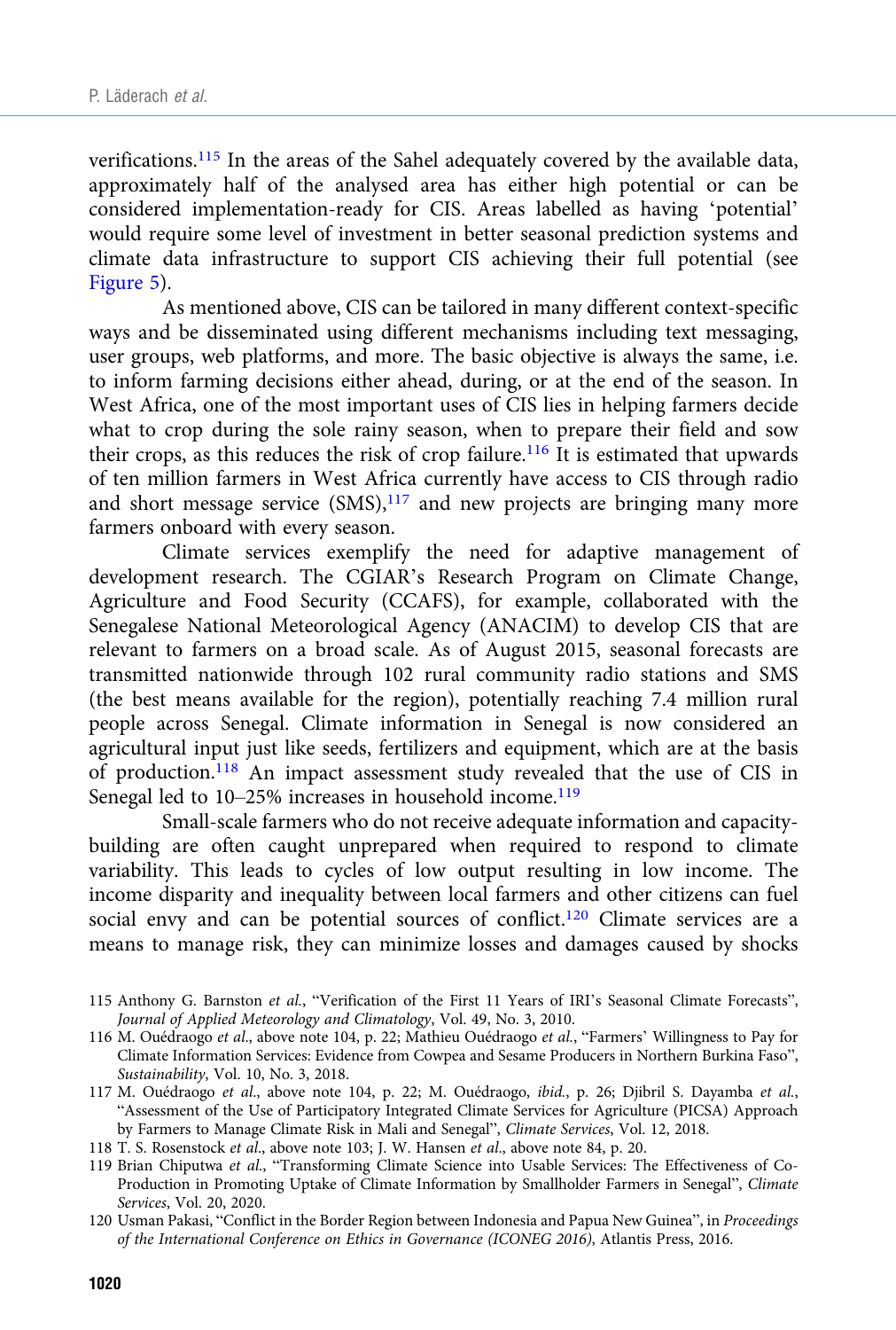verifications.[115] In the areas of the Sahel adequately covered by the available data, approximately half of the analysed area has either high potential or can be considered implementation-ready for CIS. Areas labelled as having 'potential' would require some level of investment in better seasonal prediction systems and climate data infrastructure to support CIS achieving their full potential (see Figure 5).

As mentioned above, CIS can be tailored in many different context-specific ways and be disseminated using different mechanisms including text messaging, user groups, web platforms, and more. The basic objective is always the same, i.e. to inform farming decisions either ahead, during, or at the end of the season. In West Africa, one of the most important uses of CIS lies in helping farmers decide what to crop during the sole rainy season, when to prepare their field and sow their crops, as this reduces the risk of crop failure.[116] It is estimated that upwards of ten million farmers in West Africa currently have access to CIS through radio and short message service (SMS),[117] and new projects are bringing many more farmers onboard with every season.

Climate services exemplify the need for adaptive management of development research. The CGIAR's Research Program on Climate Change, Agriculture and Food Security (CCAFS), for example, collaborated with the Senegalese National Meteorological Agency (ANACIM) to develop CIS that are relevant to farmers on a broad scale. As of August 2015, seasonal forecasts are transmitted nationwide through 102 rural community radio stations and SMS (the best means available for the region), potentially reaching 7.4 million rural people across Senegal. Climate information in Senegal is now considered an agricultural input just like seeds, fertilizers and equipment, which are at the basis of production.[118] An impact assessment study revealed that the use of CIS in Senegal led to 10–25% increases in household income.[119]

Small-scale farmers who do not receive adequate information and capacity-building are often caught unprepared when required to respond to climate variability. This leads to cycles of low output resulting in low income. The income disparity and inequality between local farmers and other citizens can fuel social envy and can be potential sources of conflict.[120] Climate services are a means to manage risk, they can minimize losses and damages caused by shocks

115 Anthony G. Barnston *et al.*, "Verification of the First 11 Years of IRI's Seasonal Climate Forecasts", *Journal of Applied Meteorology and Climatology*, Vol. 49, No. 3, 2010.

116 M. Ouédraogo *et al.*, above note 104, p. 22; Mathieu Ouédraogo *et al.*, "Farmers' Willingness to Pay for Climate Information Services: Evidence from Cowpea and Sesame Producers in Northern Burkina Faso", *Sustainability*, Vol. 10, No. 3, 2018.

117 M. Ouédraogo *et al.*, above note 104, p. 22; M. Ouédraogo, *ibid.*, p. 26; Djibril S. Dayamba *et al.*, "Assessment of the Use of Participatory Integrated Climate Services for Agriculture (PICSA) Approach by Farmers to Manage Climate Risk in Mali and Senegal", *Climate Services*, Vol. 12, 2018.

118 T. S. Rosenstock *et al.*, above note 103; J. W. Hansen *et al.*, above note 84, p. 20.

119 Brian Chiputwa *et al.*, "Transforming Climate Science into Usable Services: The Effectiveness of Co-Production in Promoting Uptake of Climate Information by Smallholder Farmers in Senegal", *Climate Services*, Vol. 20, 2020.

120 Usman Pakasi, "Conflict in the Border Region between Indonesia and Papua New Guinea", in *Proceedings of the International Conference on Ethics in Governance (ICONEG 2016)*, Atlantis Press, 2016.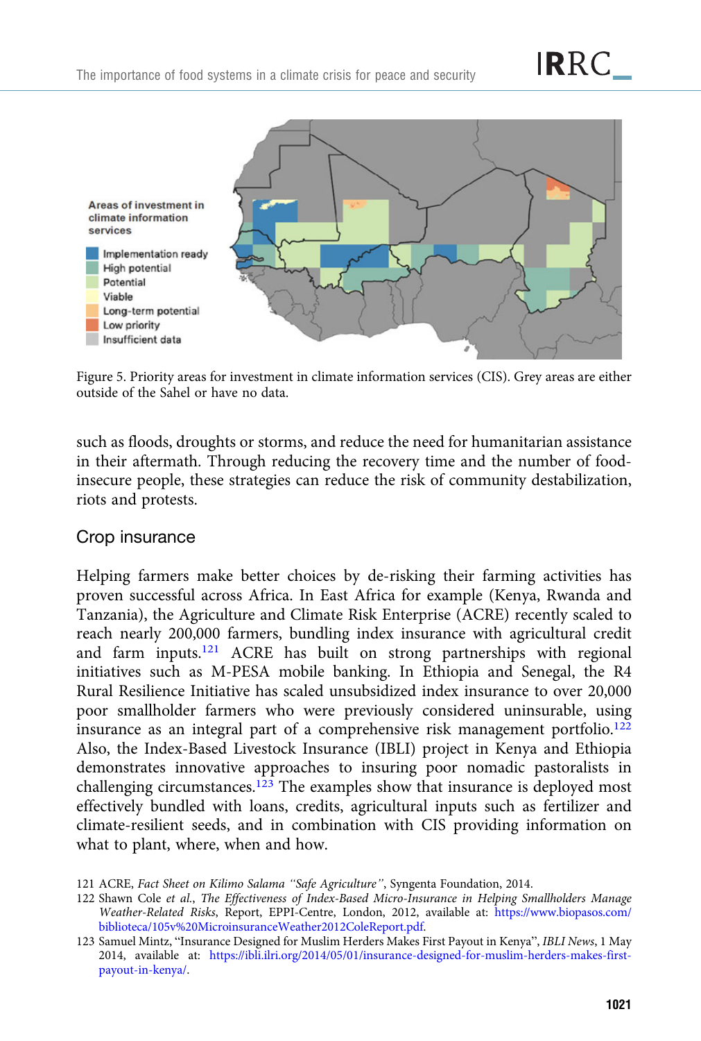Figure 5. Priority areas for investment in climate information services (CIS). Grey areas are either outside of the Sahel or have no data.

such as floods, droughts or storms, and reduce the need for humanitarian assistance in their aftermath. Through reducing the recovery time and the number of food-insecure people, these strategies can reduce the risk of community destabilization, riots and protests.

## Crop insurance

Helping farmers make better choices by de-risking their farming activities has proven successful across Africa. In East Africa for example (Kenya, Rwanda and Tanzania), the Agriculture and Climate Risk Enterprise (ACRE) recently scaled to reach nearly 200,000 farmers, bundling index insurance with agricultural credit and farm inputs.[121] ACRE has built on strong partnerships with regional initiatives such as M-PESA mobile banking. In Ethiopia and Senegal, the R4 Rural Resilience Initiative has scaled unsubsidized index insurance to over 20,000 poor smallholder farmers who were previously considered uninsurable, using insurance as an integral part of a comprehensive risk management portfolio.[122] Also, the Index-Based Livestock Insurance (IBLI) project in Kenya and Ethiopia demonstrates innovative approaches to insuring poor nomadic pastoralists in challenging circumstances.[123] The examples show that insurance is deployed most effectively bundled with loans, credits, agricultural inputs such as fertilizer and climate-resilient seeds, and in combination with CIS providing information on what to plant, where, when and how.

121 ACRE, *Fact Sheet on Kilimo Salama "Safe Agriculture"*, Syngenta Foundation, 2014.

122 Shawn Cole *et al.*, *The Effectiveness of Index-Based Micro-Insurance in Helping Smallholders Manage Weather-Related Risks*, Report, EPPI-Centre, London, 2012, available at: https://www.biopasos.com/biblioteca/105v%20MicroinsuranceWeather2012ColeReport.pdf.

123 Samuel Mintz, "Insurance Designed for Muslim Herders Makes First Payout in Kenya", *IBLI News*, 1 May 2014, available at: https://ibli.ilri.org/2014/05/01/insurance-designed-for-muslim-herders-makes-first-payout-in-kenya/.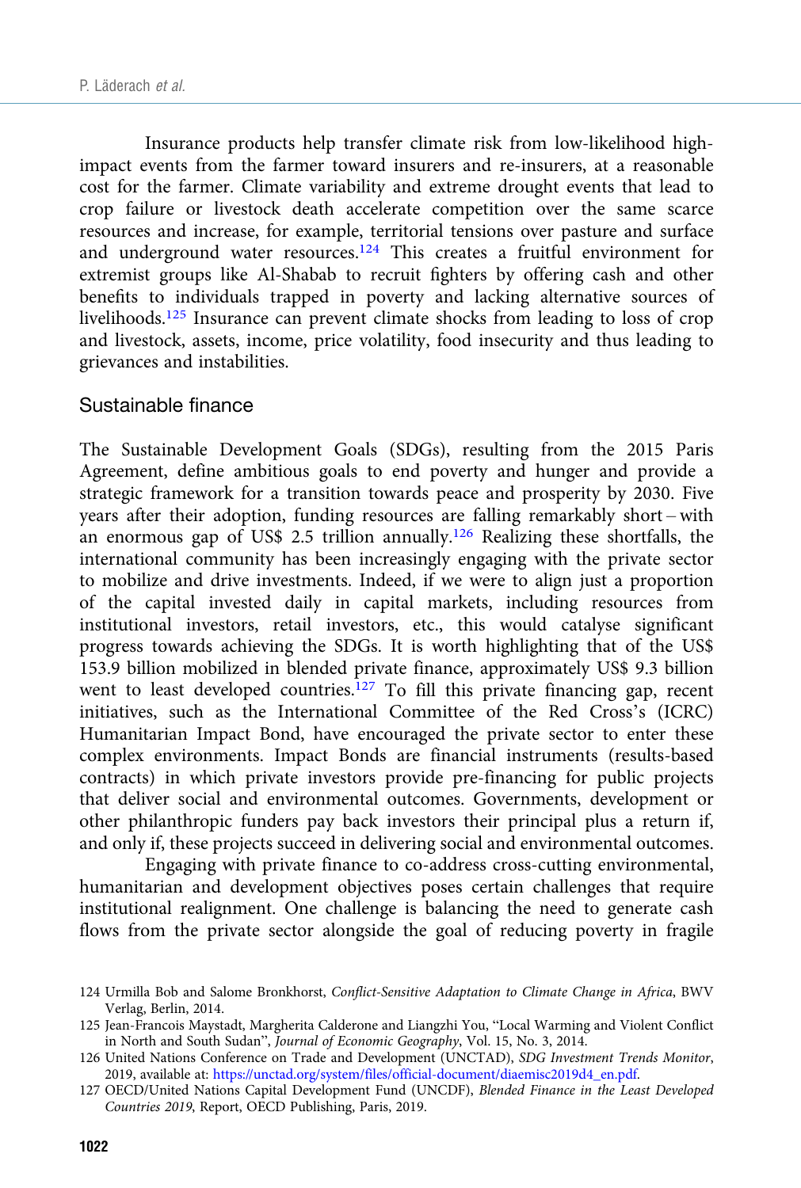Insurance products help transfer climate risk from low-likelihood high-impact events from the farmer toward insurers and re-insurers, at a reasonable cost for the farmer. Climate variability and extreme drought events that lead to crop failure or livestock death accelerate competition over the same scarce resources and increase, for example, territorial tensions over pasture and surface and underground water resources.[124] This creates a fruitful environment for extremist groups like Al-Shabab to recruit fighters by offering cash and other benefits to individuals trapped in poverty and lacking alternative sources of livelihoods.[125] Insurance can prevent climate shocks from leading to loss of crop and livestock, assets, income, price volatility, food insecurity and thus leading to grievances and instabilities.

## Sustainable finance

The Sustainable Development Goals (SDGs), resulting from the 2015 Paris Agreement, define ambitious goals to end poverty and hunger and provide a strategic framework for a transition towards peace and prosperity by 2030. Five years after their adoption, funding resources are falling remarkably short – with an enormous gap of US$ 2.5 trillion annually.[126] Realizing these shortfalls, the international community has been increasingly engaging with the private sector to mobilize and drive investments. Indeed, if we were to align just a proportion of the capital invested daily in capital markets, including resources from institutional investors, retail investors, etc., this would catalyse significant progress towards achieving the SDGs. It is worth highlighting that of the US$ 153.9 billion mobilized in blended private finance, approximately US$ 9.3 billion went to least developed countries.[127] To fill this private financing gap, recent initiatives, such as the International Committee of the Red Cross's (ICRC) Humanitarian Impact Bond, have encouraged the private sector to enter these complex environments. Impact Bonds are financial instruments (results-based contracts) in which private investors provide pre-financing for public projects that deliver social and environmental outcomes. Governments, development or other philanthropic funders pay back investors their principal plus a return if, and only if, these projects succeed in delivering social and environmental outcomes.

Engaging with private finance to co-address cross-cutting environmental, humanitarian and development objectives poses certain challenges that require institutional realignment. One challenge is balancing the need to generate cash flows from the private sector alongside the goal of reducing poverty in fragile

---

124 Urmilla Bob and Salome Bronkhorst, *Conflict-Sensitive Adaptation to Climate Change in Africa*, BWV Verlag, Berlin, 2014.

125 Jean-Francois Maystadt, Margherita Calderone and Liangzhi You, "Local Warming and Violent Conflict in North and South Sudan", *Journal of Economic Geography*, Vol. 15, No. 3, 2014.

126 United Nations Conference on Trade and Development (UNCTAD), *SDG Investment Trends Monitor*, 2019, available at: https://unctad.org/system/files/official-document/diaemisc2019d4_en.pdf.

127 OECD/United Nations Capital Development Fund (UNCDF), *Blended Finance in the Least Developed Countries 2019*, Report, OECD Publishing, Paris, 2019.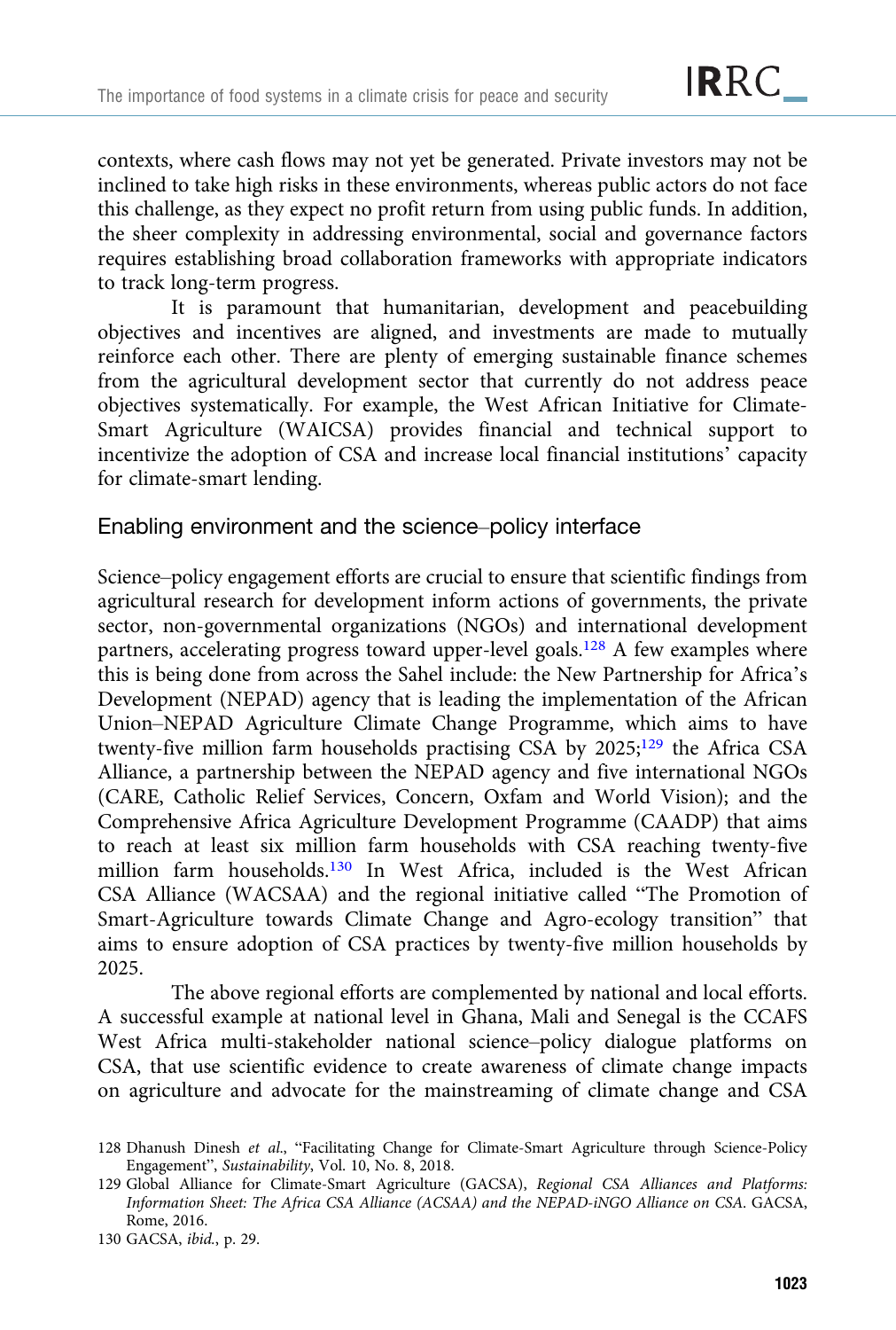contexts, where cash flows may not yet be generated. Private investors may not be inclined to take high risks in these environments, whereas public actors do not face this challenge, as they expect no profit return from using public funds. In addition, the sheer complexity in addressing environmental, social and governance factors requires establishing broad collaboration frameworks with appropriate indicators to track long-term progress.

It is paramount that humanitarian, development and peacebuilding objectives and incentives are aligned, and investments are made to mutually reinforce each other. There are plenty of emerging sustainable finance schemes from the agricultural development sector that currently do not address peace objectives systematically. For example, the West African Initiative for Climate-Smart Agriculture (WAICSA) provides financial and technical support to incentivize the adoption of CSA and increase local financial institutions' capacity for climate-smart lending.

### Enabling environment and the science–policy interface

Science–policy engagement efforts are crucial to ensure that scientific findings from agricultural research for development inform actions of governments, the private sector, non-governmental organizations (NGOs) and international development partners, accelerating progress toward upper-level goals.[128] A few examples where this is being done from across the Sahel include: the New Partnership for Africa's Development (NEPAD) agency that is leading the implementation of the African Union–NEPAD Agriculture Climate Change Programme, which aims to have twenty-five million farm households practising CSA by 2025;[129] the Africa CSA Alliance, a partnership between the NEPAD agency and five international NGOs (CARE, Catholic Relief Services, Concern, Oxfam and World Vision); and the Comprehensive Africa Agriculture Development Programme (CAADP) that aims to reach at least six million farm households with CSA reaching twenty-five million farm households.[130] In West Africa, included is the West African CSA Alliance (WACSAA) and the regional initiative called "The Promotion of Smart-Agriculture towards Climate Change and Agro-ecology transition" that aims to ensure adoption of CSA practices by twenty-five million households by 2025.

The above regional efforts are complemented by national and local efforts. A successful example at national level in Ghana, Mali and Senegal is the CCAFS West Africa multi-stakeholder national science–policy dialogue platforms on CSA, that use scientific evidence to create awareness of climate change impacts on agriculture and advocate for the mainstreaming of climate change and CSA

128 Dhanush Dinesh *et al.*, "Facilitating Change for Climate-Smart Agriculture through Science-Policy Engagement", *Sustainability*, Vol. 10, No. 8, 2018.

129 Global Alliance for Climate-Smart Agriculture (GACSA), *Regional CSA Alliances and Platforms: Information Sheet: The Africa CSA Alliance (ACSAA) and the NEPAD-iNGO Alliance on CSA*. GACSA, Rome, 2016.

130 GACSA, *ibid.*, p. 29.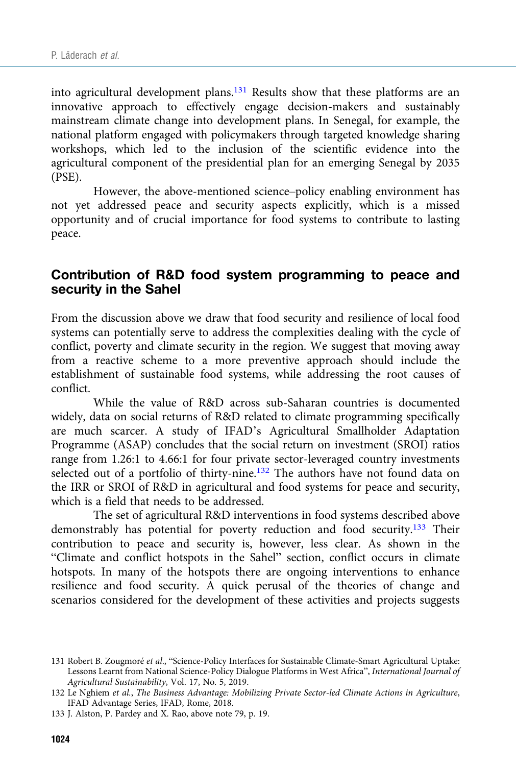into agricultural development plans.[131] Results show that these platforms are an innovative approach to effectively engage decision-makers and sustainably mainstream climate change into development plans. In Senegal, for example, the national platform engaged with policymakers through targeted knowledge sharing workshops, which led to the inclusion of the scientific evidence into the agricultural component of the presidential plan for an emerging Senegal by 2035 (PSE).

However, the above-mentioned science–policy enabling environment has not yet addressed peace and security aspects explicitly, which is a missed opportunity and of crucial importance for food systems to contribute to lasting peace.

## Contribution of R&D food system programming to peace and security in the Sahel

From the discussion above we draw that food security and resilience of local food systems can potentially serve to address the complexities dealing with the cycle of conflict, poverty and climate security in the region. We suggest that moving away from a reactive scheme to a more preventive approach should include the establishment of sustainable food systems, while addressing the root causes of conflict.

While the value of R&D across sub-Saharan countries is documented widely, data on social returns of R&D related to climate programming specifically are much scarcer. A study of IFAD's Agricultural Smallholder Adaptation Programme (ASAP) concludes that the social return on investment (SROI) ratios range from 1.26:1 to 4.66:1 for four private sector-leveraged country investments selected out of a portfolio of thirty-nine.[132] The authors have not found data on the IRR or SROI of R&D in agricultural and food systems for peace and security, which is a field that needs to be addressed.

The set of agricultural R&D interventions in food systems described above demonstrably has potential for poverty reduction and food security.[133] Their contribution to peace and security is, however, less clear. As shown in the "Climate and conflict hotspots in the Sahel" section, conflict occurs in climate hotspots. In many of the hotspots there are ongoing interventions to enhance resilience and food security. A quick perusal of the theories of change and scenarios considered for the development of these activities and projects suggests

131 Robert B. Zougmoré *et al.*, "Science-Policy Interfaces for Sustainable Climate-Smart Agricultural Uptake: Lessons Learnt from National Science-Policy Dialogue Platforms in West Africa", *International Journal of Agricultural Sustainability*, Vol. 17, No. 5, 2019.

132 Le Nghiem *et al.*, *The Business Advantage: Mobilizing Private Sector-led Climate Actions in Agriculture*, IFAD Advantage Series, IFAD, Rome, 2018.

133 J. Alston, P. Pardey and X. Rao, above note 79, p. 19.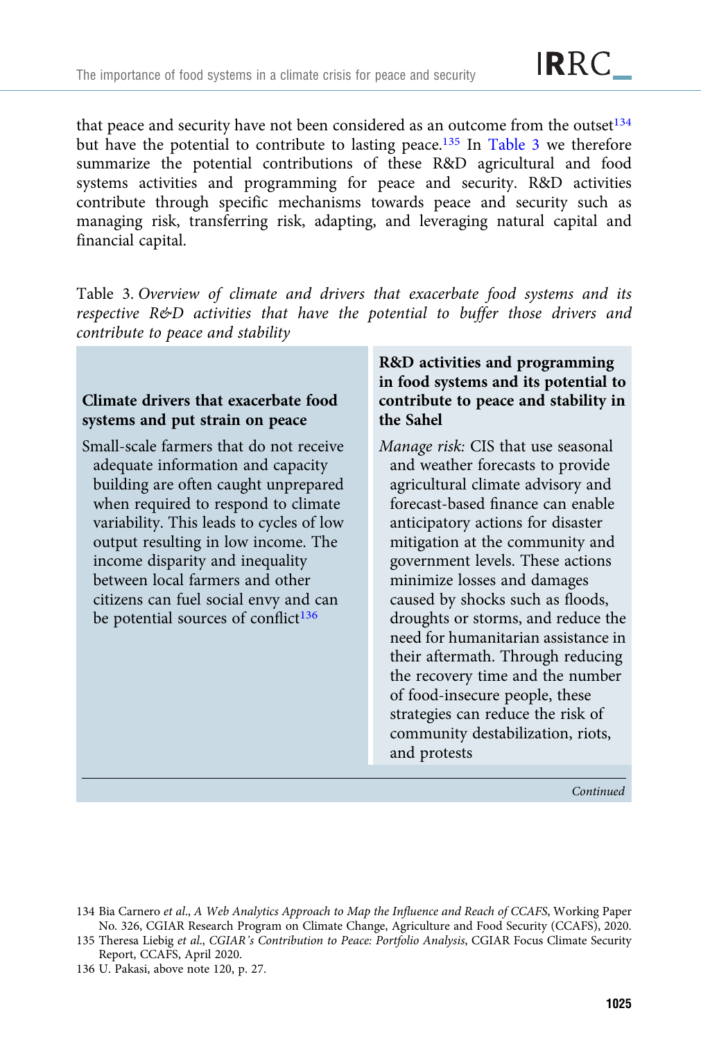that peace and security have not been considered as an outcome from the outset[134] but have the potential to contribute to lasting peace.[135] In Table 3 we therefore summarize the potential contributions of these R&D agricultural and food systems activities and programming for peace and security. R&D activities contribute through specific mechanisms towards peace and security such as managing risk, transferring risk, adapting, and leveraging natural capital and financial capital.

Table 3. *Overview of climate and drivers that exacerbate food systems and its respective R&D activities that have the potential to buffer those drivers and contribute to peace and stability*

| Climate drivers that exacerbate food systems and put strain on peace | R&D activities and programming in food systems and its potential to contribute to peace and stability in the Sahel |
|---|---|
| Small-scale farmers that do not receive adequate information and capacity building are often caught unprepared when required to respond to climate variability. This leads to cycles of low output resulting in low income. The income disparity and inequality between local farmers and other citizens can fuel social envy and can be potential sources of conflict[136] | *Manage risk:* CIS that use seasonal and weather forecasts to provide agricultural climate advisory and forecast-based finance can enable anticipatory actions for disaster mitigation at the community and government levels. These actions minimize losses and damages caused by shocks such as floods, droughts or storms, and reduce the need for humanitarian assistance in their aftermath. Through reducing the recovery time and the number of food-insecure people, these strategies can reduce the risk of community destabilization, riots, and protests |

*Continued*

134 Bia Carnero *et al.*, *A Web Analytics Approach to Map the Influence and Reach of CCAFS*, Working Paper No. 326, CGIAR Research Program on Climate Change, Agriculture and Food Security (CCAFS), 2020.

135 Theresa Liebig *et al.*, *CGIAR's Contribution to Peace: Portfolio Analysis*, CGIAR Focus Climate Security Report, CCAFS, April 2020.

136 U. Pakasi, above note 120, p. 27.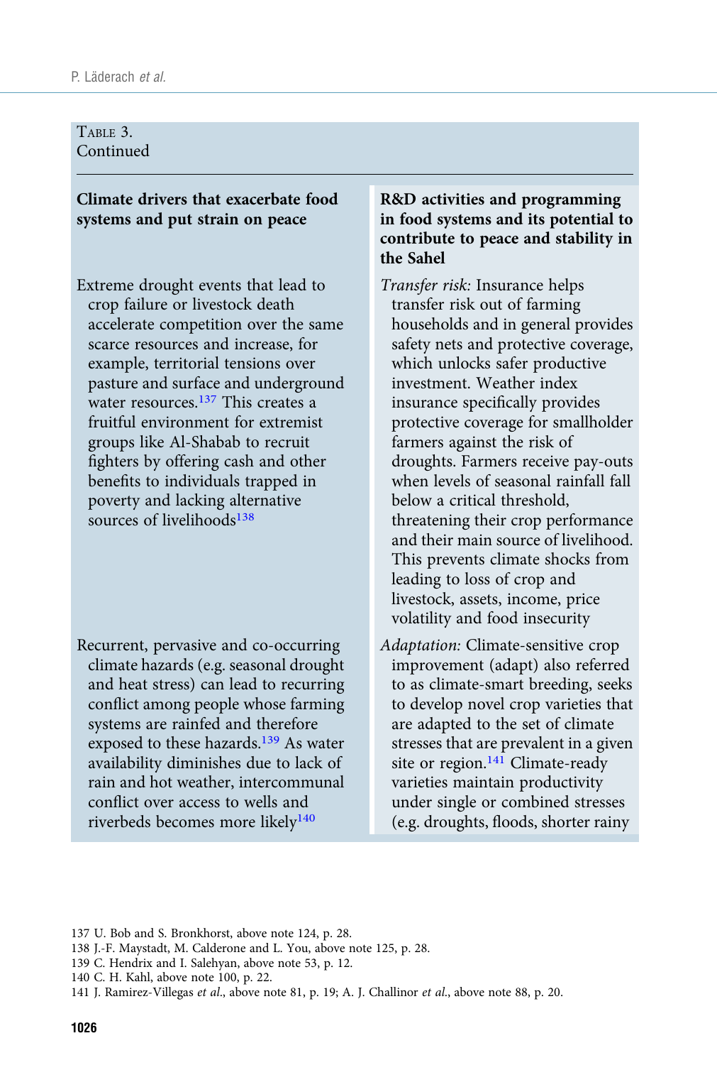TABLE 3.
Continued

| Climate drivers that exacerbate food systems and put strain on peace | R&D activities and programming in food systems and its potential to contribute to peace and stability in the Sahel |
|---|---|
| Extreme drought events that lead to crop failure or livestock death accelerate competition over the same scarce resources and increase, for example, territorial tensions over pasture and surface and underground water resources.[137] This creates a fruitful environment for extremist groups like Al-Shabab to recruit fighters by offering cash and other benefits to individuals trapped in poverty and lacking alternative sources of livelihoods[138] | *Transfer risk:* Insurance helps transfer risk out of farming households and in general provides safety nets and protective coverage, which unlocks safer productive investment. Weather index insurance specifically provides protective coverage for smallholder farmers against the risk of droughts. Farmers receive pay-outs when levels of seasonal rainfall fall below a critical threshold, threatening their crop performance and their main source of livelihood. This prevents climate shocks from leading to loss of crop and livestock, assets, income, price volatility and food insecurity |
| Recurrent, pervasive and co-occurring climate hazards (e.g. seasonal drought and heat stress) can lead to recurring conflict among people whose farming systems are rainfed and therefore exposed to these hazards.[139] As water availability diminishes due to lack of rain and hot weather, intercommunal conflict over access to wells and riverbeds becomes more likely[140] | *Adaptation:* Climate-sensitive crop improvement (adapt) also referred to as climate-smart breeding, seeks to develop novel crop varieties that are adapted to the set of climate stresses that are prevalent in a given site or region.[141] Climate-ready varieties maintain productivity under single or combined stresses (e.g. droughts, floods, shorter rainy |

137 U. Bob and S. Bronkhorst, above note 124, p. 28.
138 J.-F. Maystadt, M. Calderone and L. You, above note 125, p. 28.
139 C. Hendrix and I. Salehyan, above note 53, p. 12.
140 C. H. Kahl, above note 100, p. 22.
141 J. Ramirez-Villegas *et al.*, above note 81, p. 19; A. J. Challinor *et al.*, above note 88, p. 20.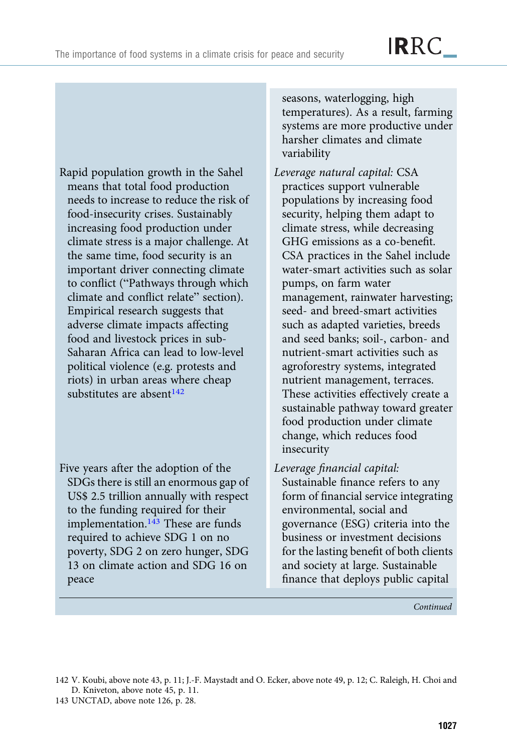| | |
|---|---|
| | seasons, waterlogging, high temperatures). As a result, farming systems are more productive under harsher climates and climate variability |
| Rapid population growth in the Sahel means that total food production needs to increase to reduce the risk of food-insecurity crises. Sustainably increasing food production under climate stress is a major challenge. At the same time, food security is an important driver connecting climate to conflict ("Pathways through which climate and conflict relate" section). Empirical research suggests that adverse climate impacts affecting food and livestock prices in sub-Saharan Africa can lead to low-level political violence (e.g. protests and riots) in urban areas where cheap substitutes are absent[142] | *Leverage natural capital:* CSA practices support vulnerable populations by increasing food security, helping them adapt to climate stress, while decreasing GHG emissions as a co-benefit. CSA practices in the Sahel include water-smart activities such as solar pumps, on farm water management, rainwater harvesting; seed- and breed-smart activities such as adapted varieties, breeds and seed banks; soil-, carbon- and nutrient-smart activities such as agroforestry systems, integrated nutrient management, terraces. These activities effectively create a sustainable pathway toward greater food production under climate change, which reduces food insecurity |
| Five years after the adoption of the SDGs there is still an enormous gap of US$ 2.5 trillion annually with respect to the funding required for their implementation.[143] These are funds required to achieve SDG 1 on no poverty, SDG 2 on zero hunger, SDG 13 on climate action and SDG 16 on peace | *Leverage financial capital:* Sustainable finance refers to any form of financial service integrating environmental, social and governance (ESG) criteria into the business or investment decisions for the lasting benefit of both clients and society at large. Sustainable finance that deploys public capital |

*Continued*

142 V. Koubi, above note 43, p. 11; J.-F. Maystadt and O. Ecker, above note 49, p. 12; C. Raleigh, H. Choi and D. Kniveton, above note 45, p. 11.

143 UNCTAD, above note 126, p. 28.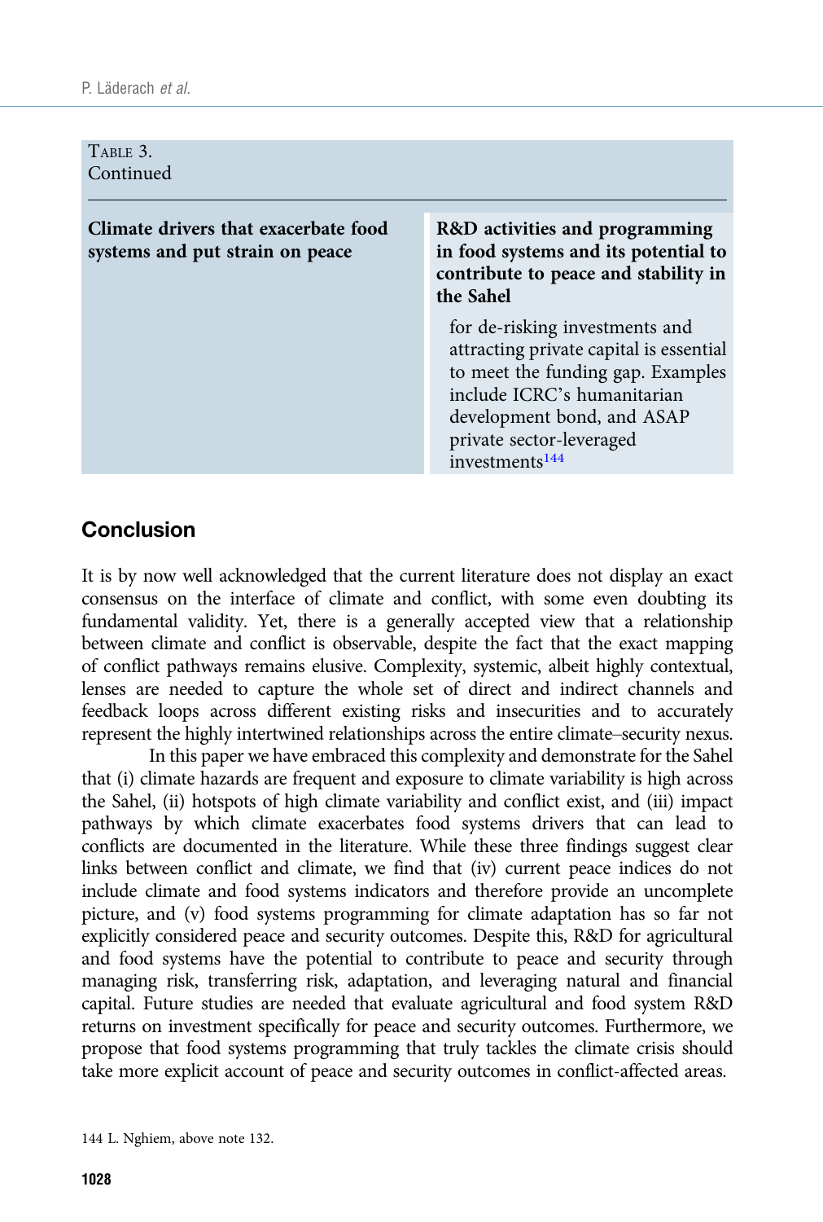TABLE 3.
Continued

| Climate drivers that exacerbate food systems and put strain on peace | R&D activities and programming in food systems and its potential to contribute to peace and stability in the Sahel |
|---|---|
| | for de-risking investments and attracting private capital is essential to meet the funding gap. Examples include ICRC's humanitarian development bond, and ASAP private sector-leveraged investments[144] |

## Conclusion

It is by now well acknowledged that the current literature does not display an exact consensus on the interface of climate and conflict, with some even doubting its fundamental validity. Yet, there is a generally accepted view that a relationship between climate and conflict is observable, despite the fact that the exact mapping of conflict pathways remains elusive. Complexity, systemic, albeit highly contextual, lenses are needed to capture the whole set of direct and indirect channels and feedback loops across different existing risks and insecurities and to accurately represent the highly intertwined relationships across the entire climate–security nexus.

In this paper we have embraced this complexity and demonstrate for the Sahel that (i) climate hazards are frequent and exposure to climate variability is high across the Sahel, (ii) hotspots of high climate variability and conflict exist, and (iii) impact pathways by which climate exacerbates food systems drivers that can lead to conflicts are documented in the literature. While these three findings suggest clear links between conflict and climate, we find that (iv) current peace indices do not include climate and food systems indicators and therefore provide an uncomplete picture, and (v) food systems programming for climate adaptation has so far not explicitly considered peace and security outcomes. Despite this, R&D for agricultural and food systems have the potential to contribute to peace and security through managing risk, transferring risk, adaptation, and leveraging natural and financial capital. Future studies are needed that evaluate agricultural and food system R&D returns on investment specifically for peace and security outcomes. Furthermore, we propose that food systems programming that truly tackles the climate crisis should take more explicit account of peace and security outcomes in conflict-affected areas.

144 L. Nghiem, above note 132.